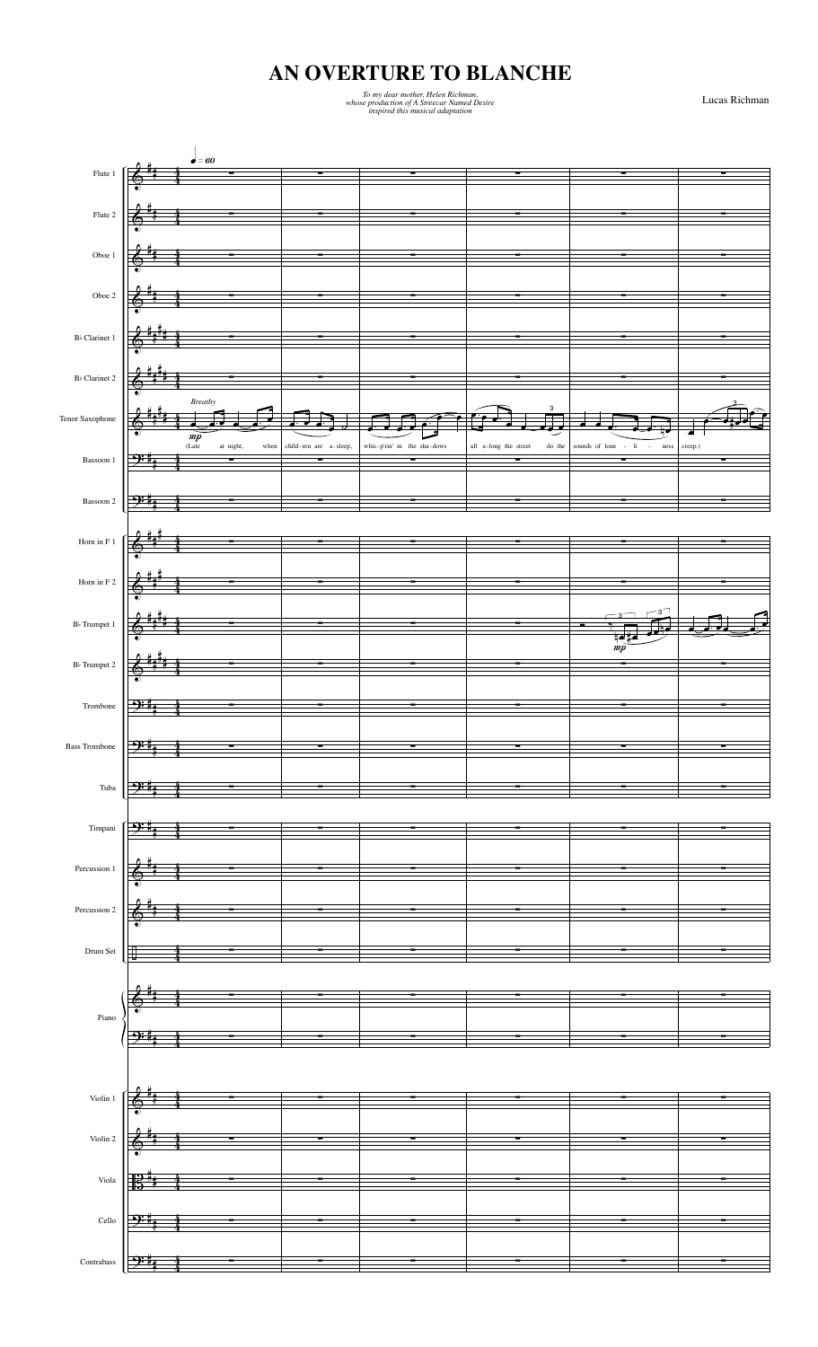# AN OVERTURE TO BLANCHE

*To my dear mother, Helen Richman,*
*whose production of A Streecar Named Desire*
*inspired this musical adaptation*

Lucas Richman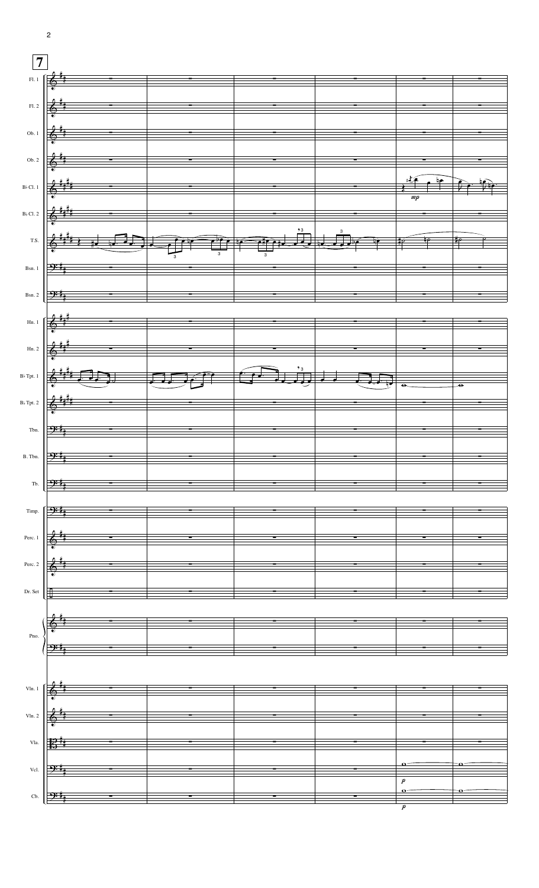**7**

Fl. 1

Fl. 2

Ob. 1

Ob. 2

B♭ Cl. 1

*mp*

B♭ Cl. 2

T.S.

Bsn. 1

Bsn. 2

Hn. 1

Hn. 2

B♭ Tpt. 1

B♭ Tpt. 2

Tbn.

B. Tbn.

Tb.

Timp.

Perc. 1

Perc. 2

Dr. Set

Pno.

Vln. 1

Vln. 2

Vla.

Vcl.

*p*

Cb.

*p*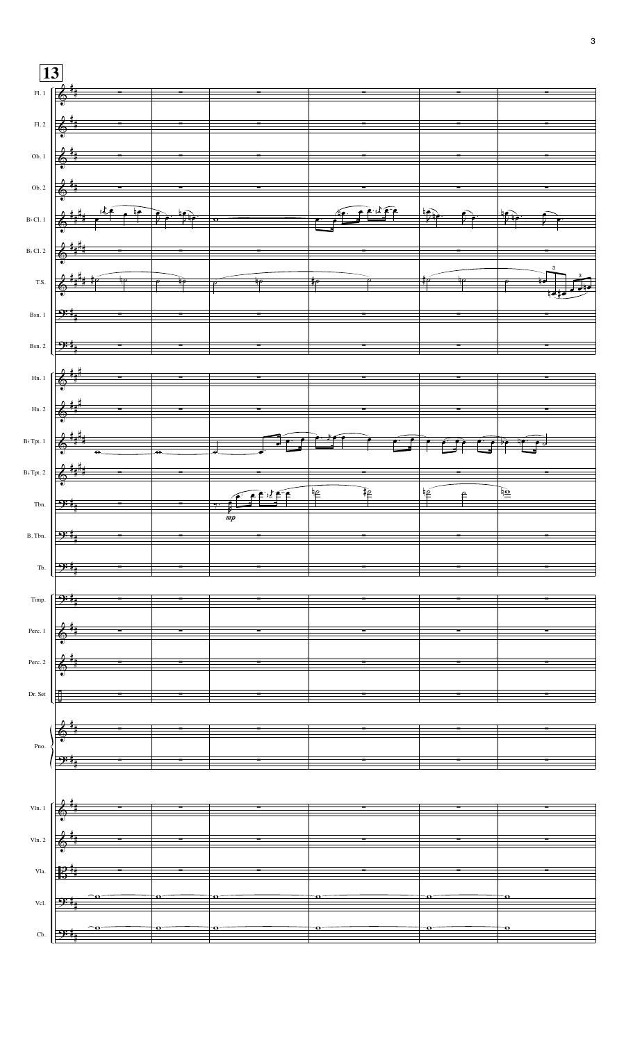**13**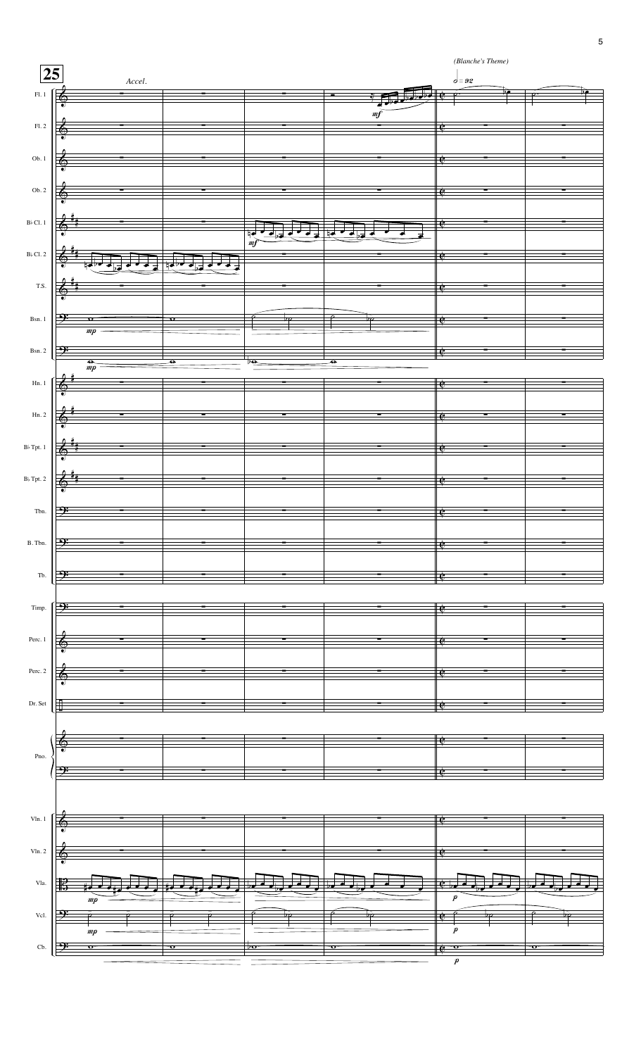**25**

*Accel.*

*(Blanche's Theme)*

𝅗𝅥 = 92

Fl. 1

Fl. 2

Ob. 1

Ob. 2

B♭ Cl. 1

B♭ Cl. 2

T.S.

Bsn. 1

Bsn. 2

Hn. 1

Hn. 2

B♭ Tpt. 1

B♭ Tpt. 2

Tbn.

B. Tbn.

Tb.

Timp.

Perc. 1

Perc. 2

Dr. Set

Pno.

Vln. 1

Vln. 2

Vla.

Vcl.

Cb.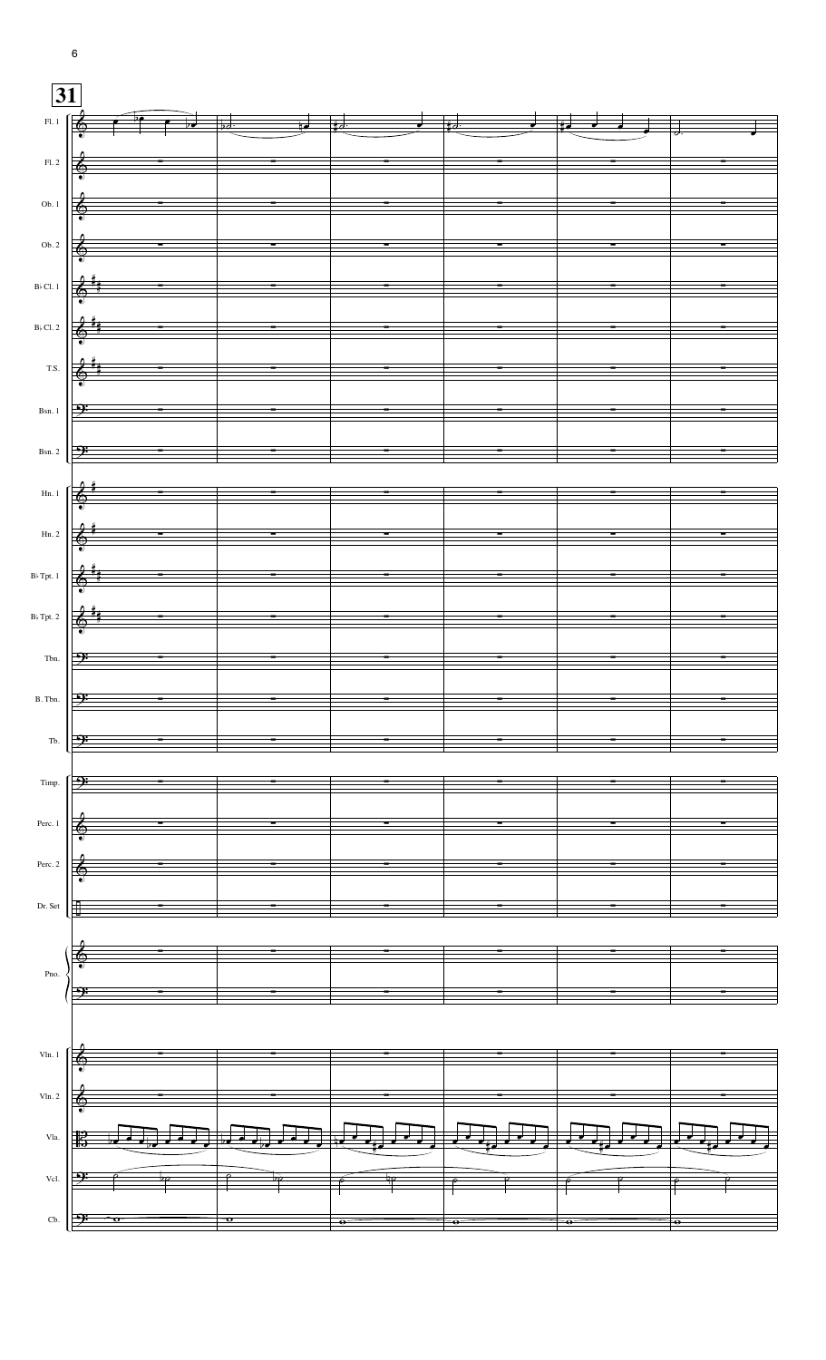**31**

Fl. 1

Fl. 2

Ob. 1

Ob. 2

B♭ Cl. 1

B♭ Cl. 2

T.S.

Bsn. 1

Bsn. 2

Hn. 1

Hn. 2

B♭ Tpt. 1

B♭ Tpt. 2

Tbn.

B. Tbn.

Tb.

Timp.

Perc. 1

Perc. 2

Dr. Set

Pno.

Vln. 1

Vln. 2

Vla.

Vcl.

Cb.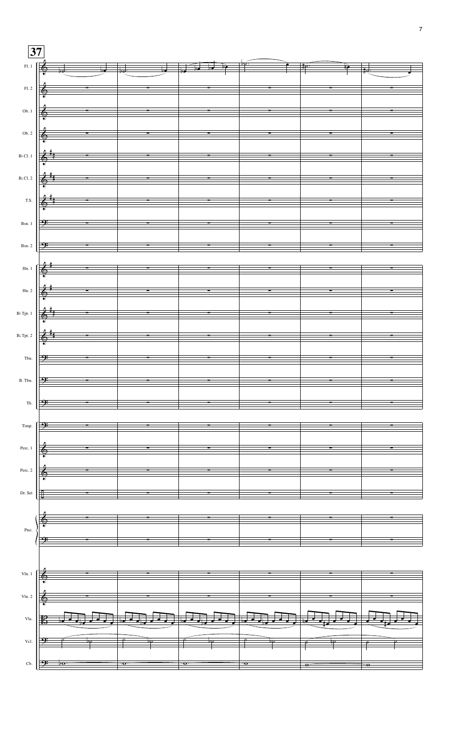37

Fl. 1
Fl. 2
Ob. 1
Ob. 2
B♭ Cl. 1
B♭ Cl. 2
T.S.
Bsn. 1
Bsn. 2
Hn. 1
Hn. 2
B♭ Tpt. 1
B♭ Tpt. 2
Tbn.
B. Tbn.
Tb.
Timp.
Perc. 1
Perc. 2
Dr. Set
Pno.
Vln. 1
Vln. 2
Vla.
Vcl.
Cb.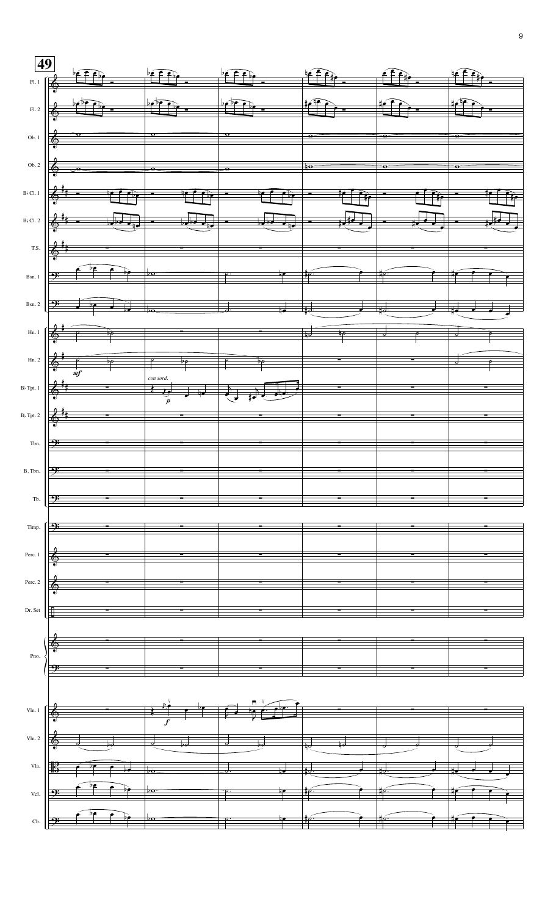**49**

Fl. 1

Fl. 2

Ob. 1

Ob. 2

B♭ Cl. 1

B♭ Cl. 2

T.S.

Bsn. 1

Bsn. 2

Hn. 1

Hn. 2

*mf*

B♭ Tpt. 1

*con sord.*

*p*

B♭ Tpt. 2

Tbn.

B. Tbn.

Tb.

Timp.

Perc. 1

Perc. 2

Dr. Set

Pno.

Vln. 1

*f*

Vln. 2

Vla.

Vcl.

Cb.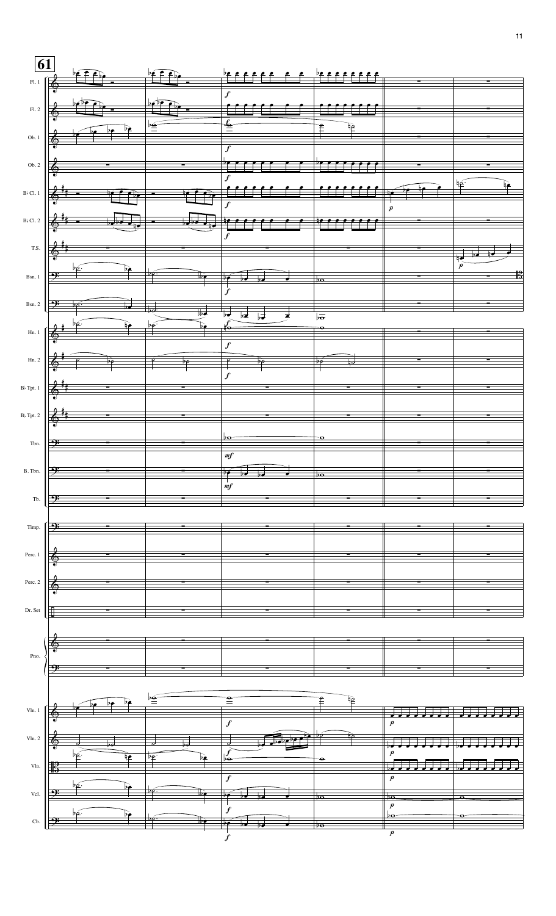**61**

Fl. 1

Fl. 2

Ob. 1

Ob. 2

B♭ Cl. 1

B♭ Cl. 2

T.S.

Bsn. 1

Bsn. 2

Hn. 1

Hn. 2

B♭ Tpt. 1

B♭ Tpt. 2

Tbn.

B. Tbn.

Tb.

Timp.

Perc. 1

Perc. 2

Dr. Set

Pno.

Vln. 1

Vln. 2

Vla.

Vcl.

Cb.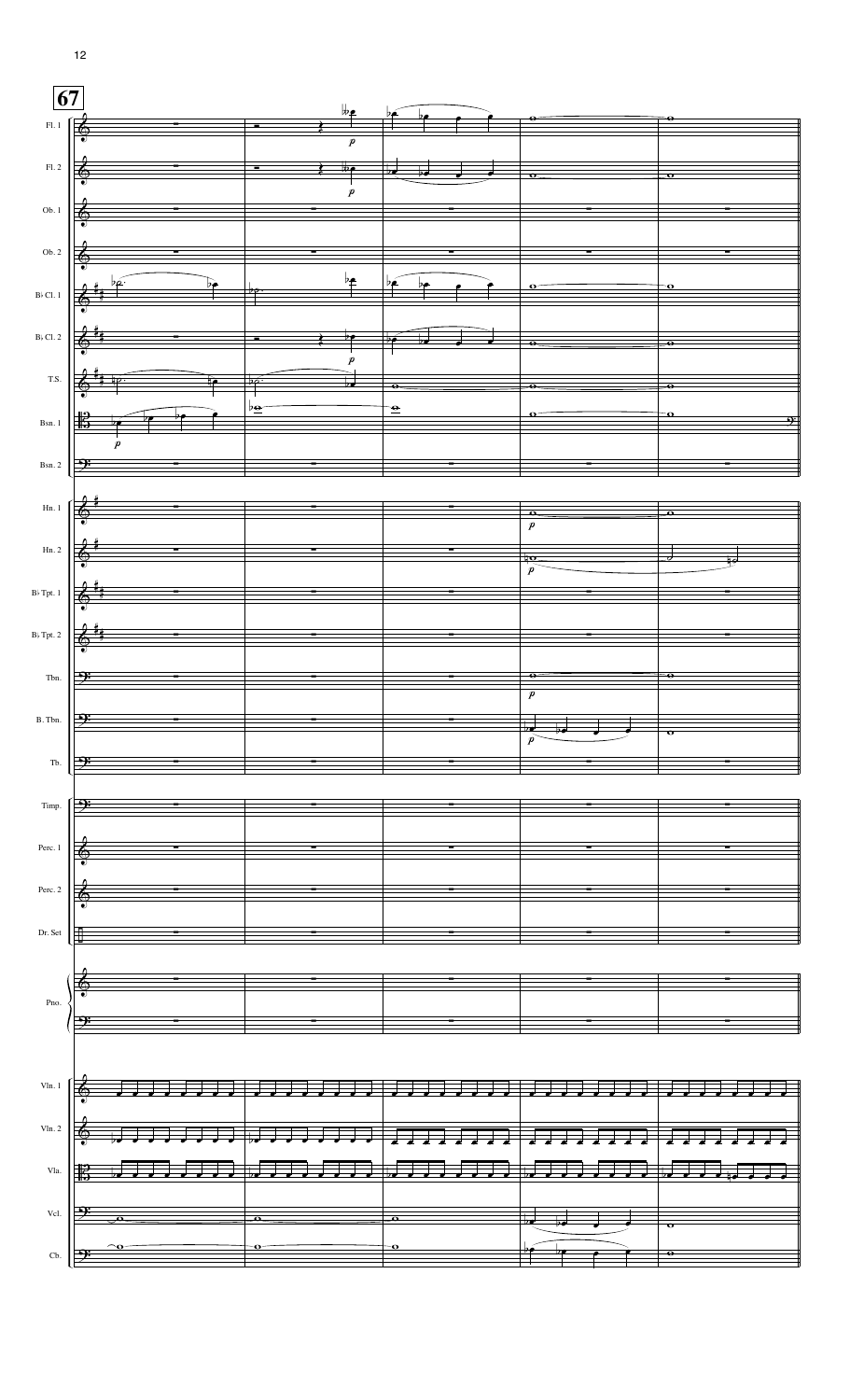**67**

Fl. 1
Fl. 2
Ob. 1
Ob. 2
B♭ Cl. 1
B♭ Cl. 2
T.S.
Bsn. 1
Bsn. 2
Hn. 1
Hn. 2
B♭ Tpt. 1
B♭ Tpt. 2
Tbn.
B. Tbn.
Tb.
Timp.
Perc. 1
Perc. 2
Dr. Set
Pno.
Vln. 1
Vln. 2
Vla.
Vcl.
Cb.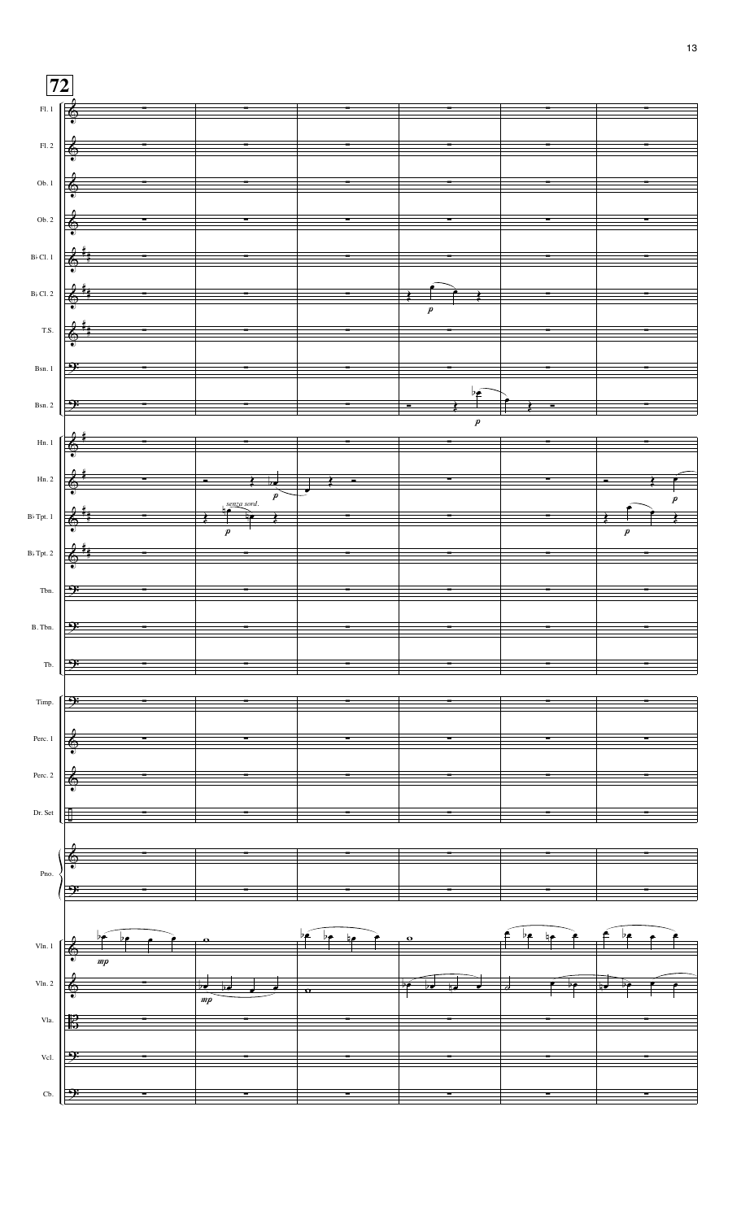**72**

Fl. 1

Fl. 2

Ob. 1

Ob. 2

B♭ Cl. 1

B♭ Cl. 2

T.S.

Bsn. 1

Bsn. 2

Hn. 1

Hn. 2

B♭ Tpt. 1

B♭ Tpt. 2

Tbn.

B. Tbn.

Tb.

Timp.

Perc. 1

Perc. 2

Dr. Set

Pno.

Vln. 1

Vln. 2

Vla.

Vcl.

Cb.

*senza sord.*

*p*

*mp*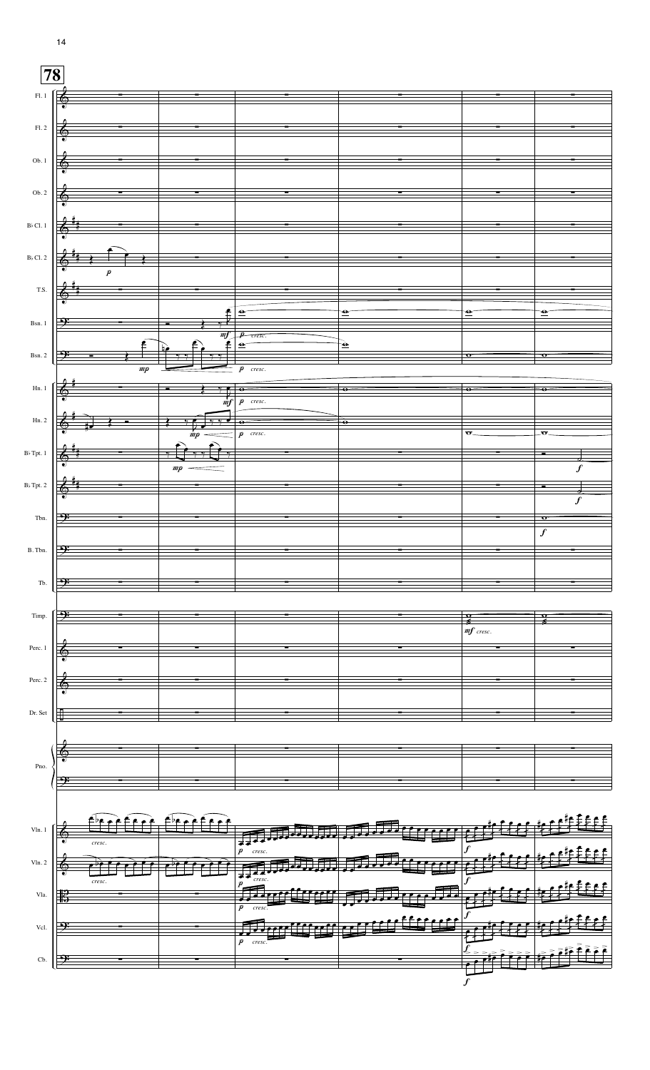**78**

Fl. 1

Fl. 2

Ob. 1

Ob. 2

B♭ Cl. 1

B♭ Cl. 2

T.S.

Bsn. 1

Bsn. 2

Hn. 1

Hn. 2

B♭ Tpt. 1

B♭ Tpt. 2

Tbn.

B. Tbn.

Tb.

Timp.

Perc. 1

Perc. 2

Dr. Set

Pno.

Vln. 1

Vln. 2

Vla.

Vcl.

Cb.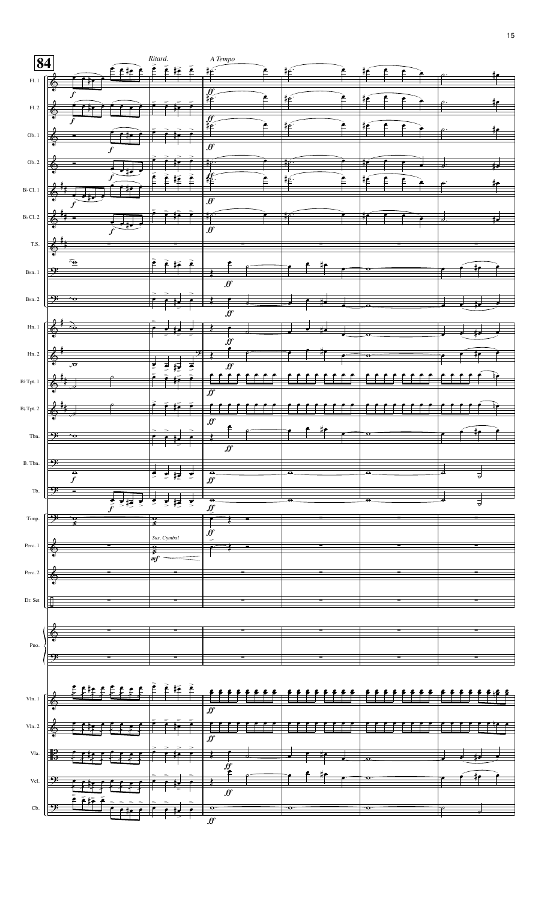**84**

*Ritard.*

*A Tempo*

Fl. 1

Fl. 2

Ob. 1

Ob. 2

B♭ Cl. 1

B♭ Cl. 2

T.S.

Bsn. 1

Bsn. 2

Hn. 1

Hn. 2

B♭ Tpt. 1

B♭ Tpt. 2

Tbn.

B. Tbn.

Tb.

Timp.

*Sus. Cymbal*

Perc. 1

Perc. 2

Dr. Set

Pno.

Vln. 1

Vln. 2

Vla.

Vcl.

Cb.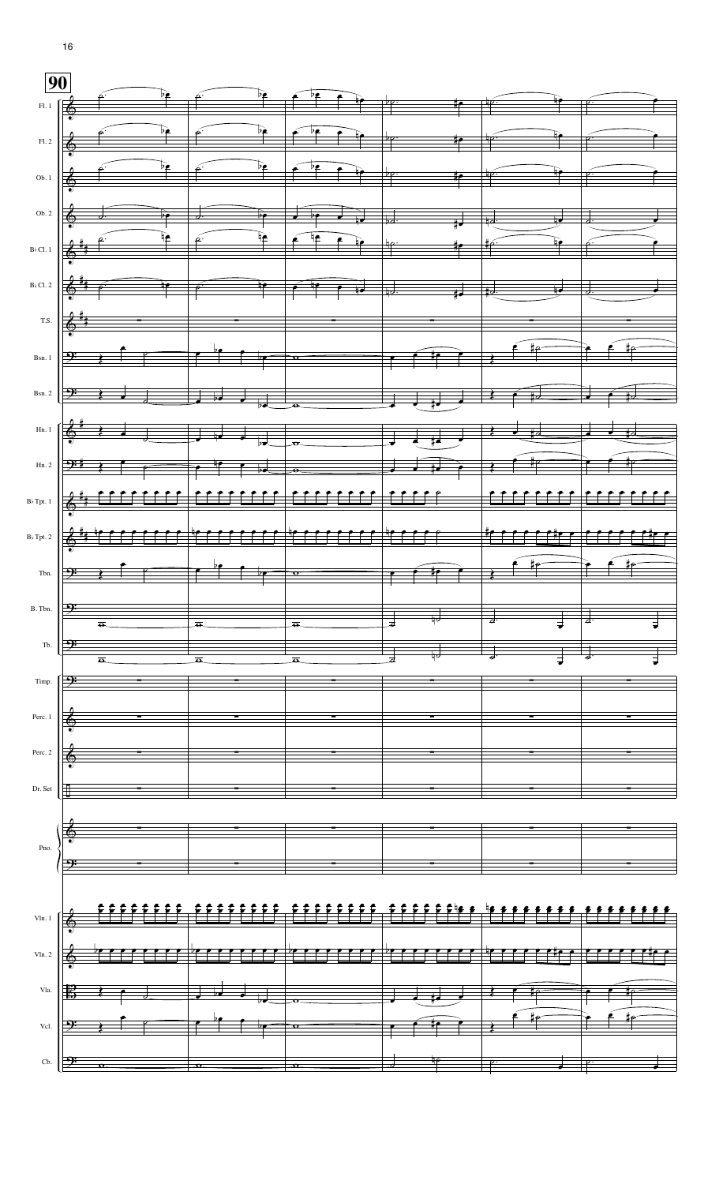**90**

Fl. 1

Fl. 2

Ob. 1

Ob. 2

B♭ Cl. 1

B♭ Cl. 2

T.S.

Bsn. 1

Bsn. 2

Hn. 1

Hn. 2

B♭ Tpt. 1

B♭ Tpt. 2

Tbn.

B. Tbn.

Tb.

Timp.

Perc. 1

Perc. 2

Dr. Set

Pno.

Vln. 1

Vln. 2

Vla.

Vcl.

Cb.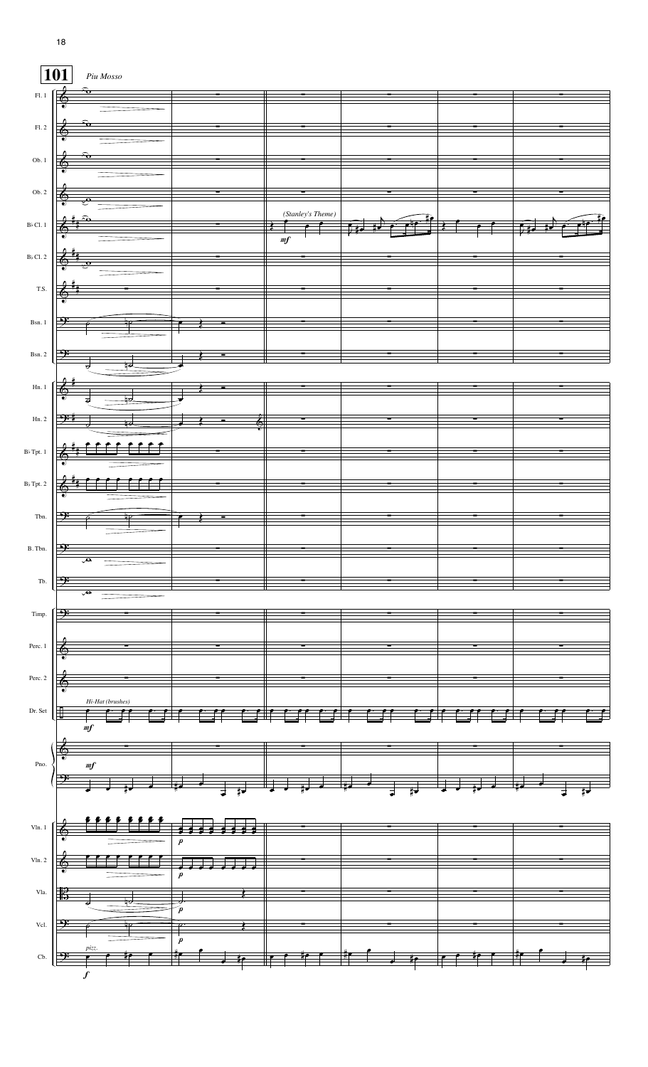**101** *Piu Mosso*

Fl. 1
Fl. 2
Ob. 1
Ob. 2
B♭ Cl. 1 — *(Stanley's Theme)* *mf*
B♭ Cl. 2
T.S.
Bsn. 1
Bsn. 2
Hn. 1
Hn. 2
B♭ Tpt. 1
B♭ Tpt. 2
Tbn.
B. Tbn.
Tb.
Timp.
Perc. 1
Perc. 2
Dr. Set — *Hi-Hat (brushes)* *mf*
Pno. — *mf*
Vln. 1 — *p*
Vln. 2 — *p*
Vla. — *p*
Vcl. — *p*
Cb. — *pizz.* *f*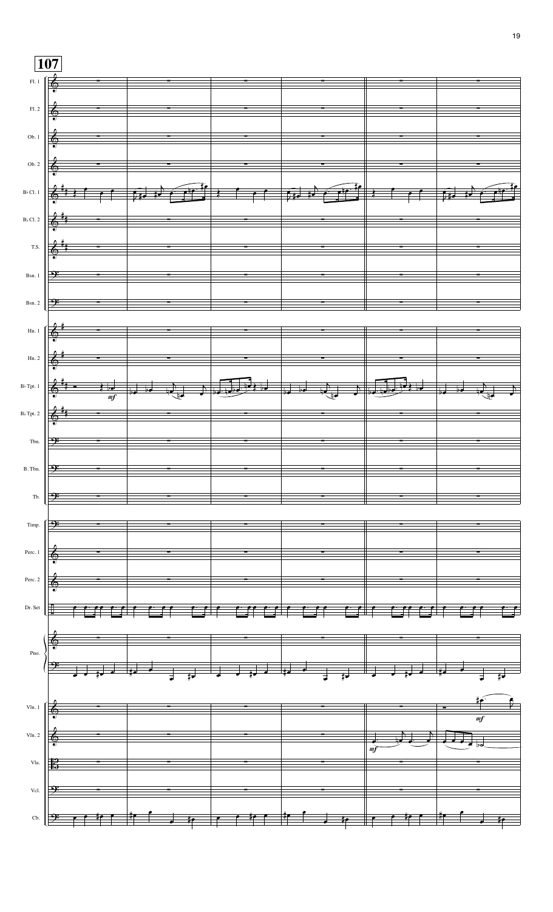**107**

Fl. 1

Fl. 2

Ob. 1

Ob. 2

B♭ Cl. 1

B♭ Cl. 2

T.S.

Bsn. 1

Bsn. 2

Hn. 1

Hn. 2

B♭ Tpt. 1

*mf*

B♭ Tpt. 2

Tbn.

B. Tbn.

Tb.

Timp.

Perc. 1

Perc. 2

Dr. Set

Pno.

Vln. 1

*mf*

Vln. 2

*mf*

Vla.

Vcl.

Cb.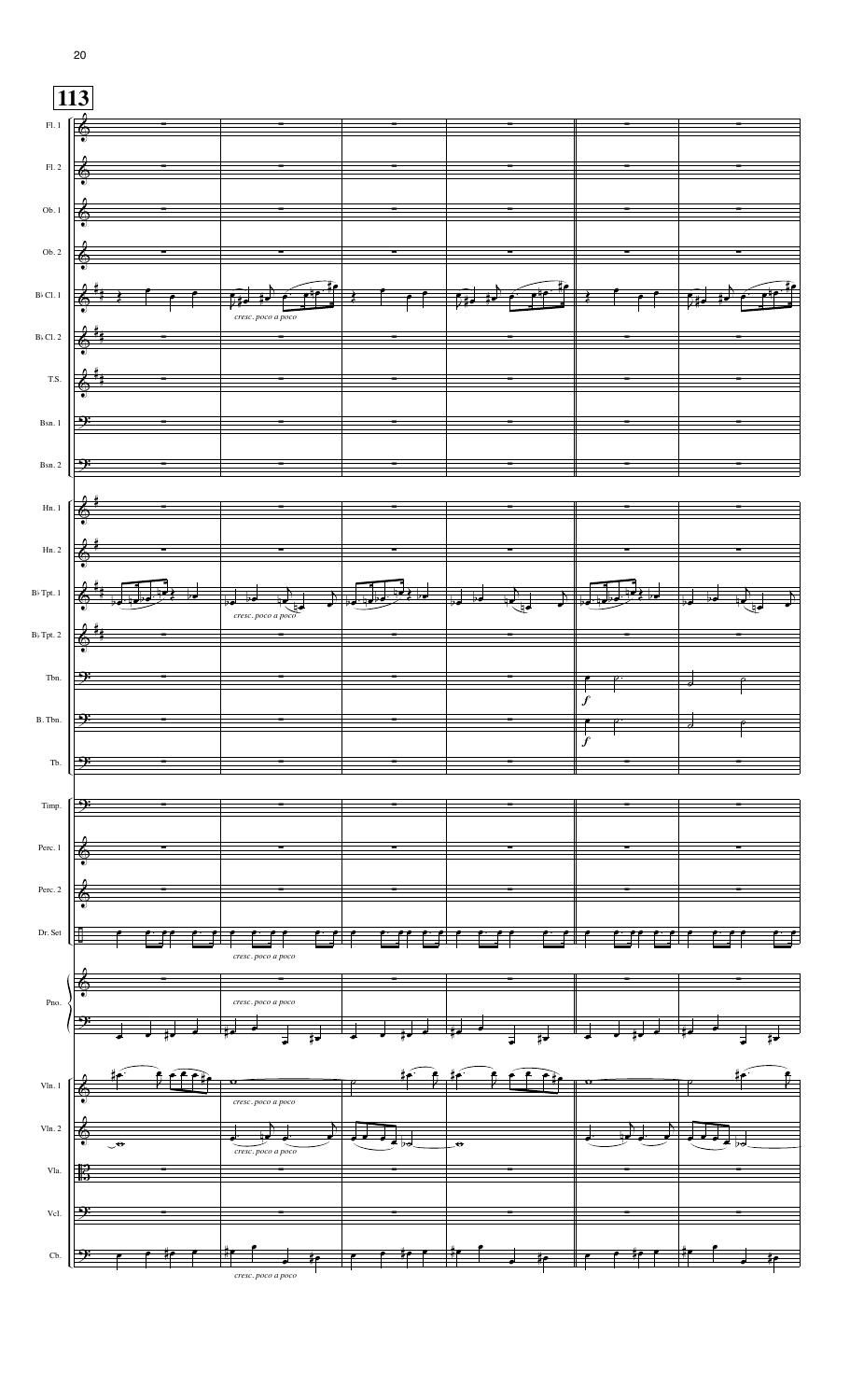**113**

Fl. 1

Fl. 2

Ob. 1

Ob. 2

B♭ Cl. 1

*cresc. poco a poco*

B♭ Cl. 2

T.S.

Bsn. 1

Bsn. 2

Hn. 1

Hn. 2

B♭ Tpt. 1

*cresc. poco a poco*

B♭ Tpt. 2

Tbn.

*f*

B. Tbn.

*f*

Tb.

Timp.

Perc. 1

Perc. 2

Dr. Set

*cresc. poco a poco*

Pno.

*cresc. poco a poco*

Vln. 1

*cresc. poco a poco*

Vln. 2

*cresc. poco a poco*

Vla.

Vcl.

Cb.

*cresc. poco a poco*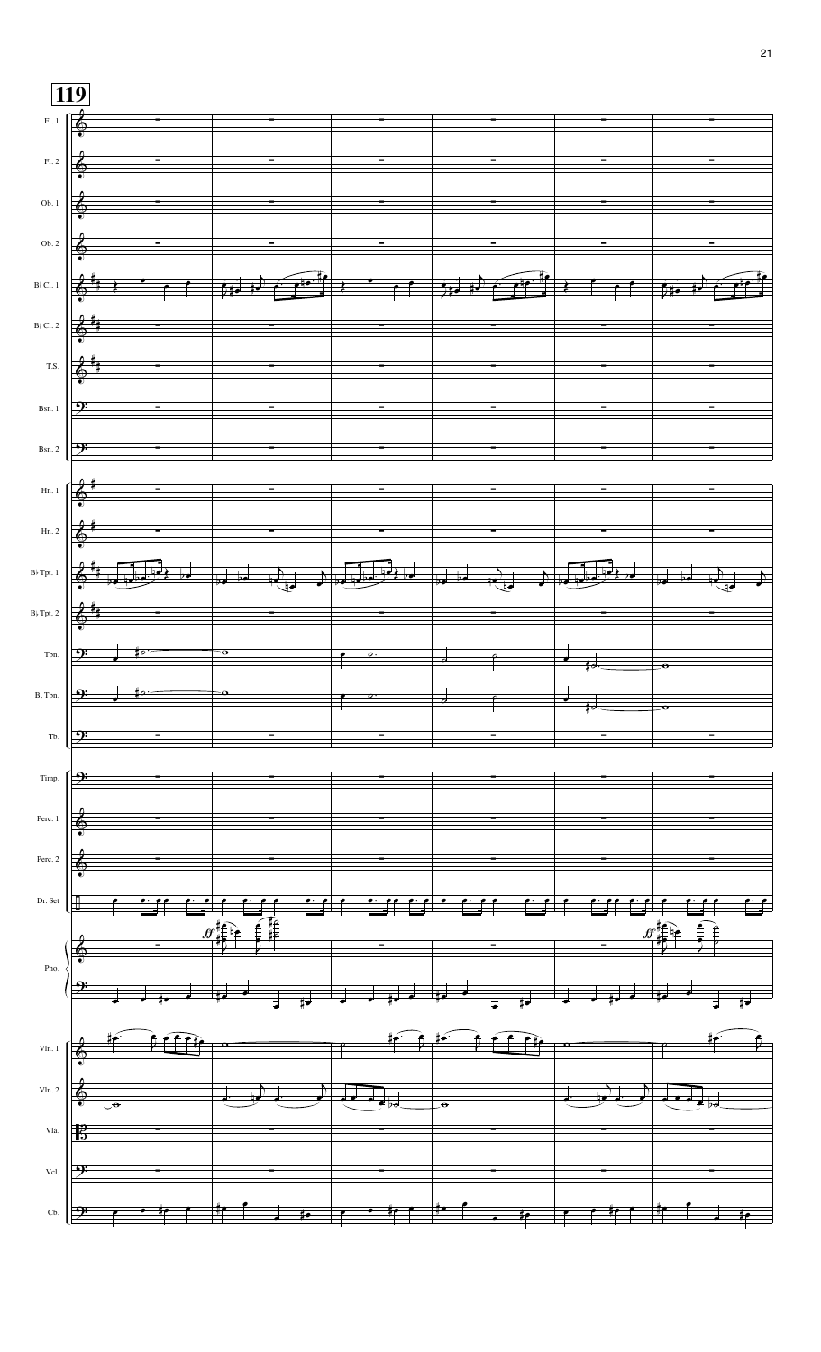**119**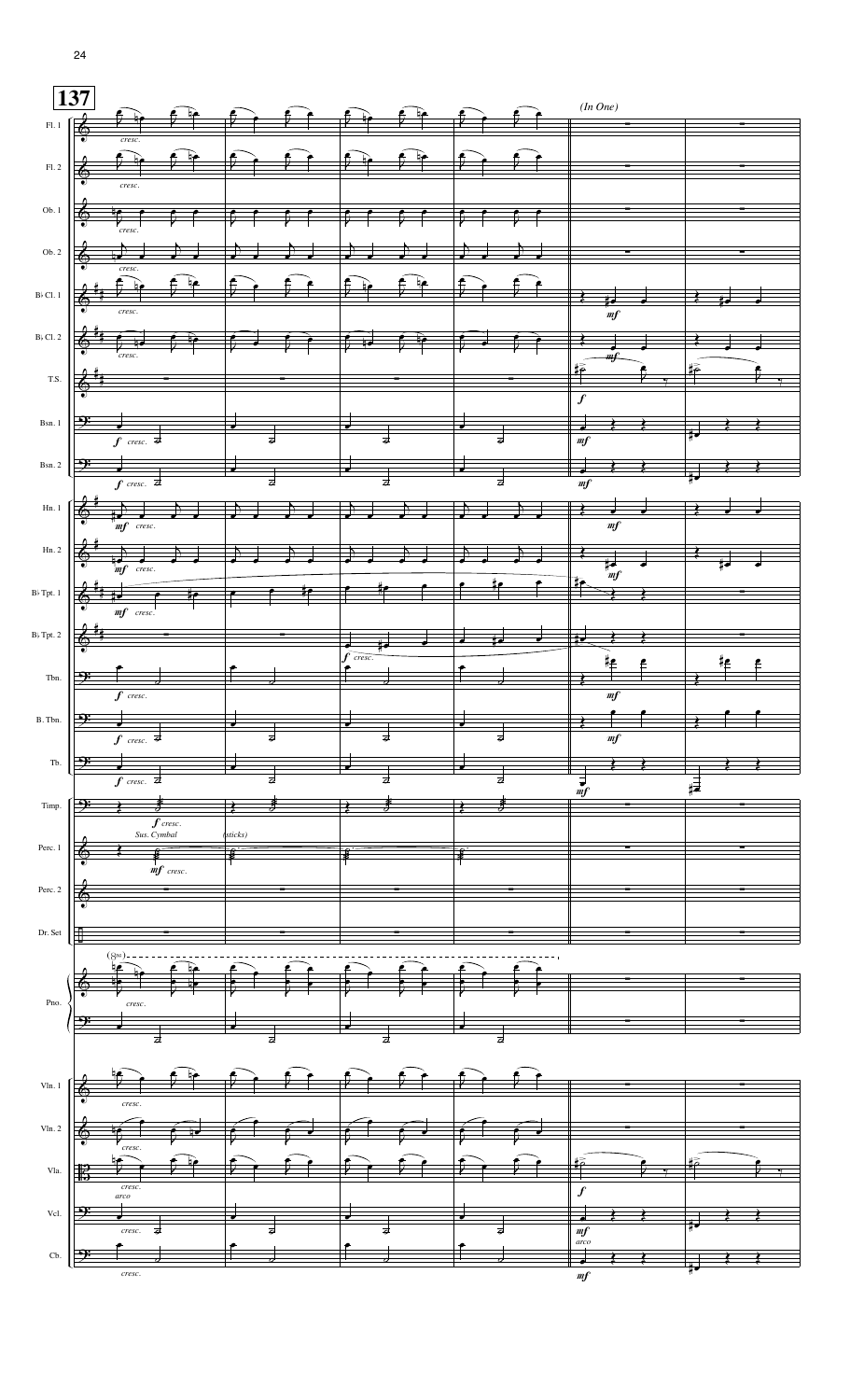**137**

*(In One)*

Fl. 1, Fl. 2, Ob. 1, Ob. 2, B♭ Cl. 1, B♭ Cl. 2, T.S., Bsn. 1, Bsn. 2, Hn. 1, Hn. 2, B♭ Tpt. 1, B♭ Tpt. 2, Tbn., B. Tbn., Tb., Timp., Perc. 1, Perc. 2, Dr. Set, Pno., Vln. 1, Vln. 2, Vla., Vcl., Cb.

*cresc.* *f* *mf* *Sus. Cymbal* *(sticks)* *(8va)* *arco*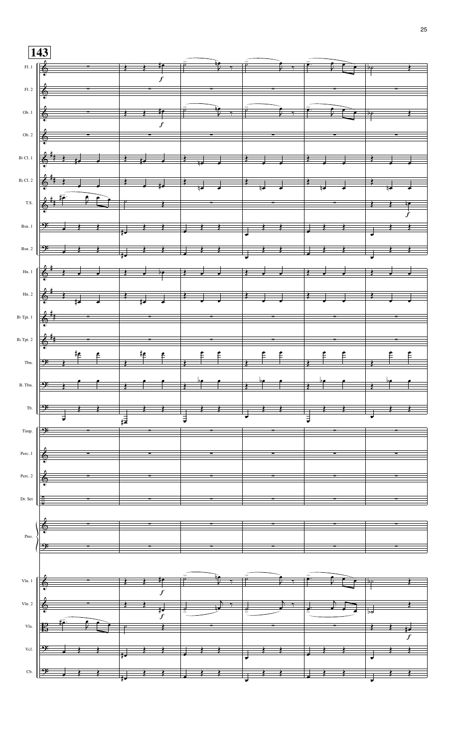**143**

Fl. 1

Fl. 2

Ob. 1

Ob. 2

B♭ Cl. 1

B♭ Cl. 2

T.S.

Bsn. 1

Bsn. 2

Hn. 1

Hn. 2

B♭ Tpt. 1

B♭ Tpt. 2

Tbn.

B. Tbn.

Tb.

Timp.

Perc. 1

Perc. 2

Dr. Set

Pno.

Vln. 1

Vln. 2

Vla.

Vcl.

Cb.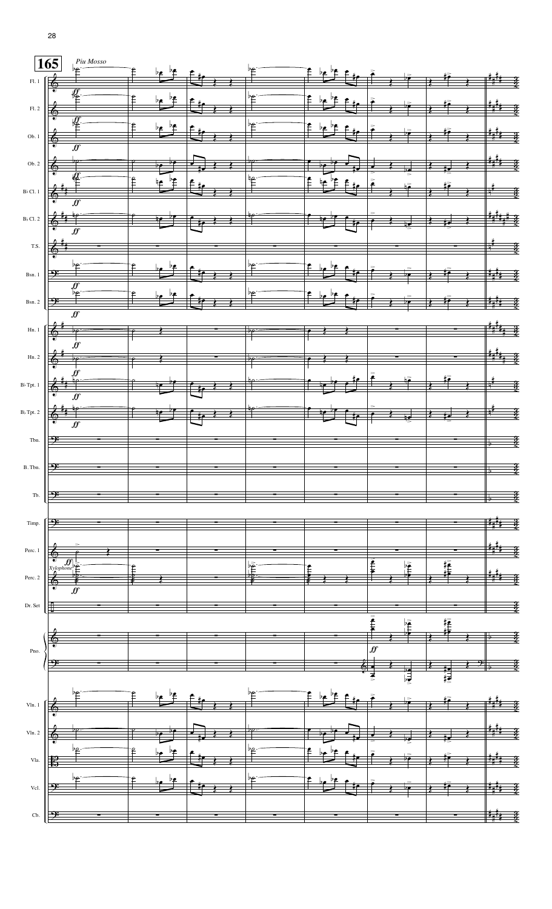**165** *Più Mosso*

Fl. 1
Fl. 2
Ob. 1
Ob. 2
B♭ Cl. 1
B♭ Cl. 2
T.S.
Bsn. 1
Bsn. 2
Hn. 1
Hn. 2
B♭ Tpt. 1
B♭ Tpt. 2
Tbn.
B. Tbn.
Tb.
Timp.
Perc. 1
Perc. 2 *Xylophone*
Dr. Set
Pno.
Vln. 1
Vln. 2
Vla.
Vcl.
Cb.

*ff*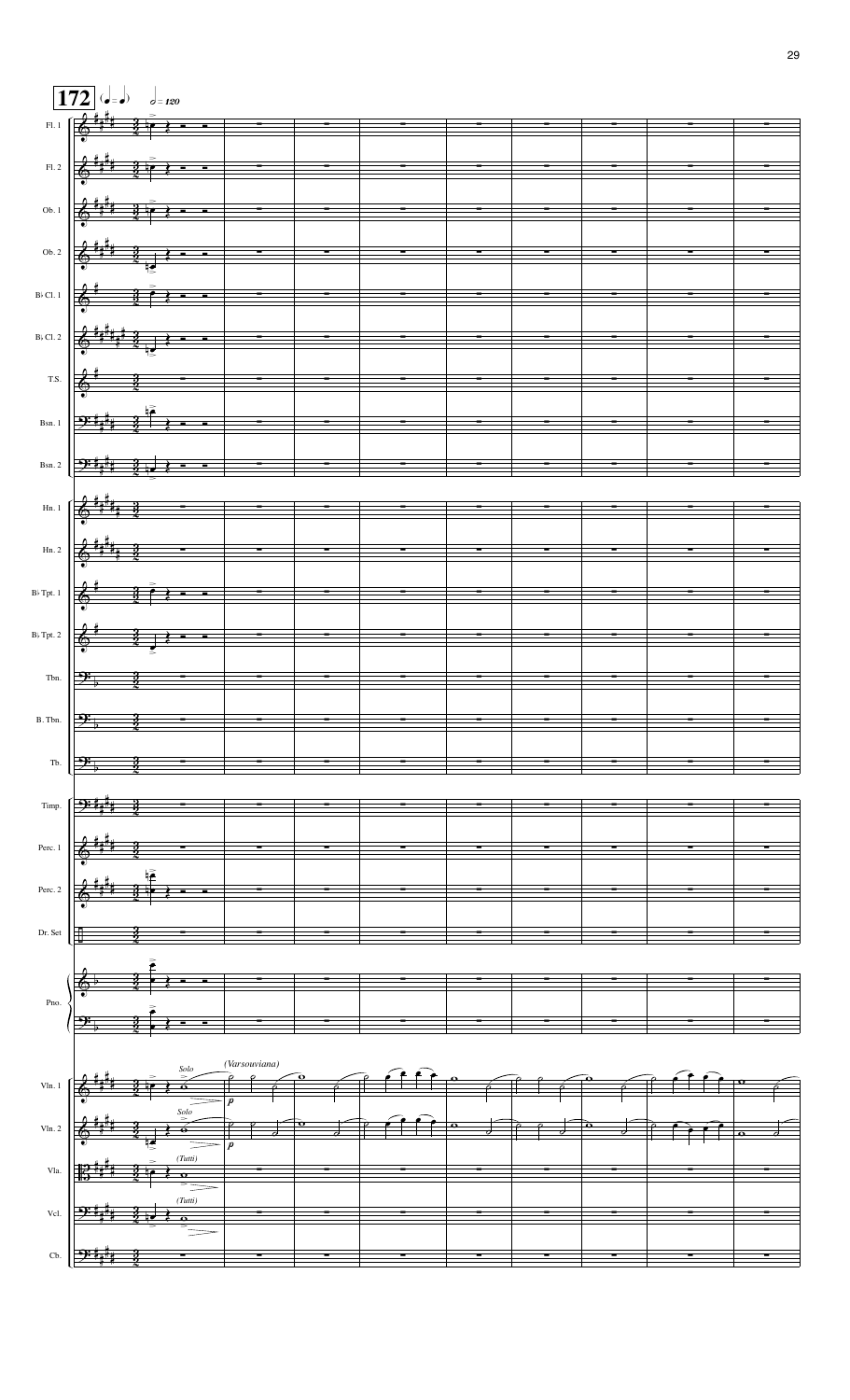**172** (♩=♩) 𝅗𝅥 = 120

Fl. 1
Fl. 2
Ob. 1
Ob. 2
B♭ Cl. 1
B♭ Cl. 2
T.S.
Bsn. 1
Bsn. 2
Hn. 1
Hn. 2
B♭ Tpt. 1
B♭ Tpt. 2
Tbn.
B. Tbn.
Tb.
Timp.
Perc. 1
Perc. 2
Dr. Set
Pno.
Vln. 1 — *Solo* — *(Varsouviana)* — *p*
Vln. 2 — *Solo* — *p*
Vla. — *(Tutti)*
Vcl. — *(Tutti)*
Cb.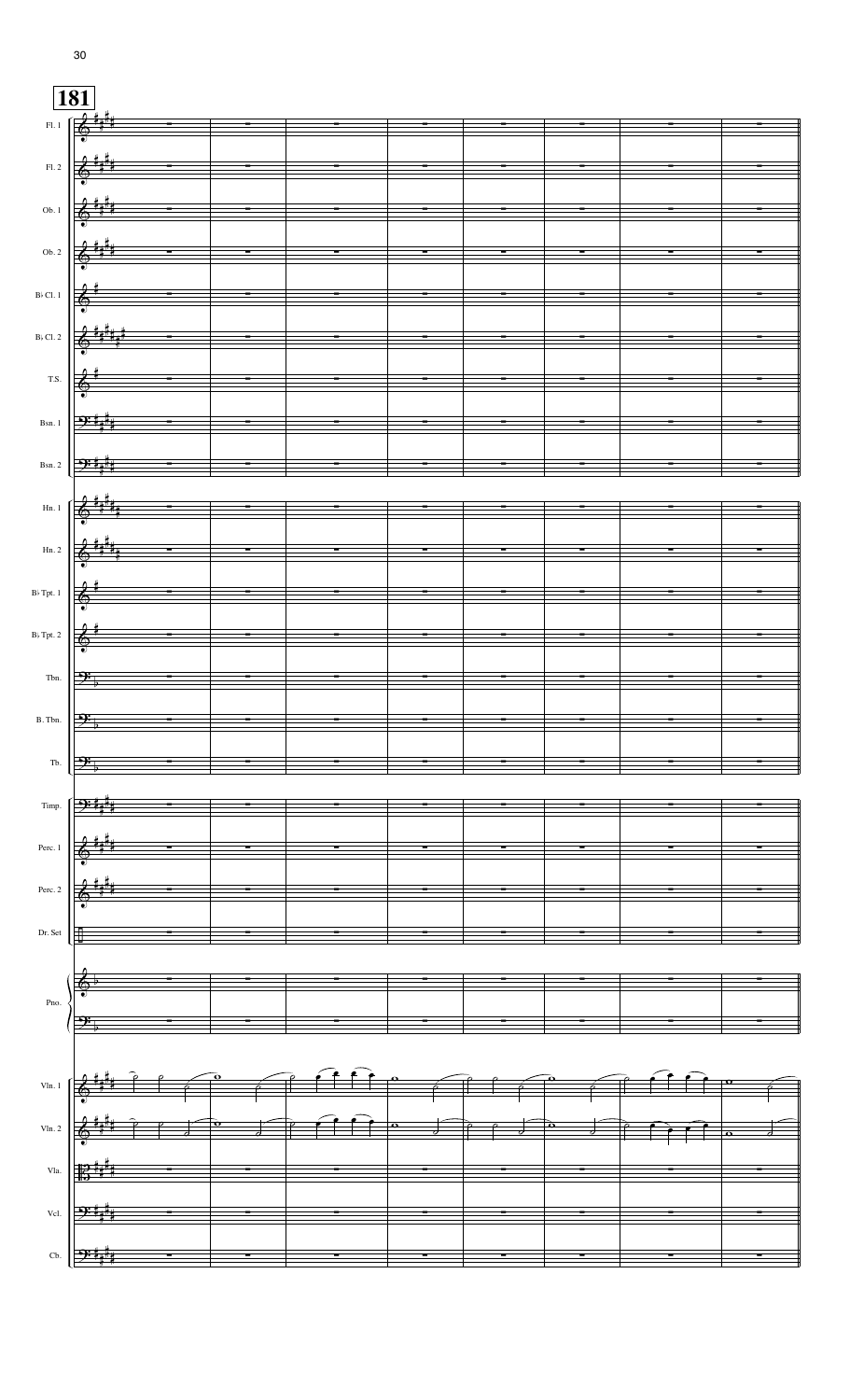181

Fl. 1

Fl. 2

Ob. 1

Ob. 2

B♭ Cl. 1

B♭ Cl. 2

T.S.

Bsn. 1

Bsn. 2

Hn. 1

Hn. 2

B♭ Tpt. 1

B♭ Tpt. 2

Tbn.

B. Tbn.

Tb.

Timp.

Perc. 1

Perc. 2

Dr. Set

Pno.

Vln. 1

Vln. 2

Vla.

Vcl.

Cb.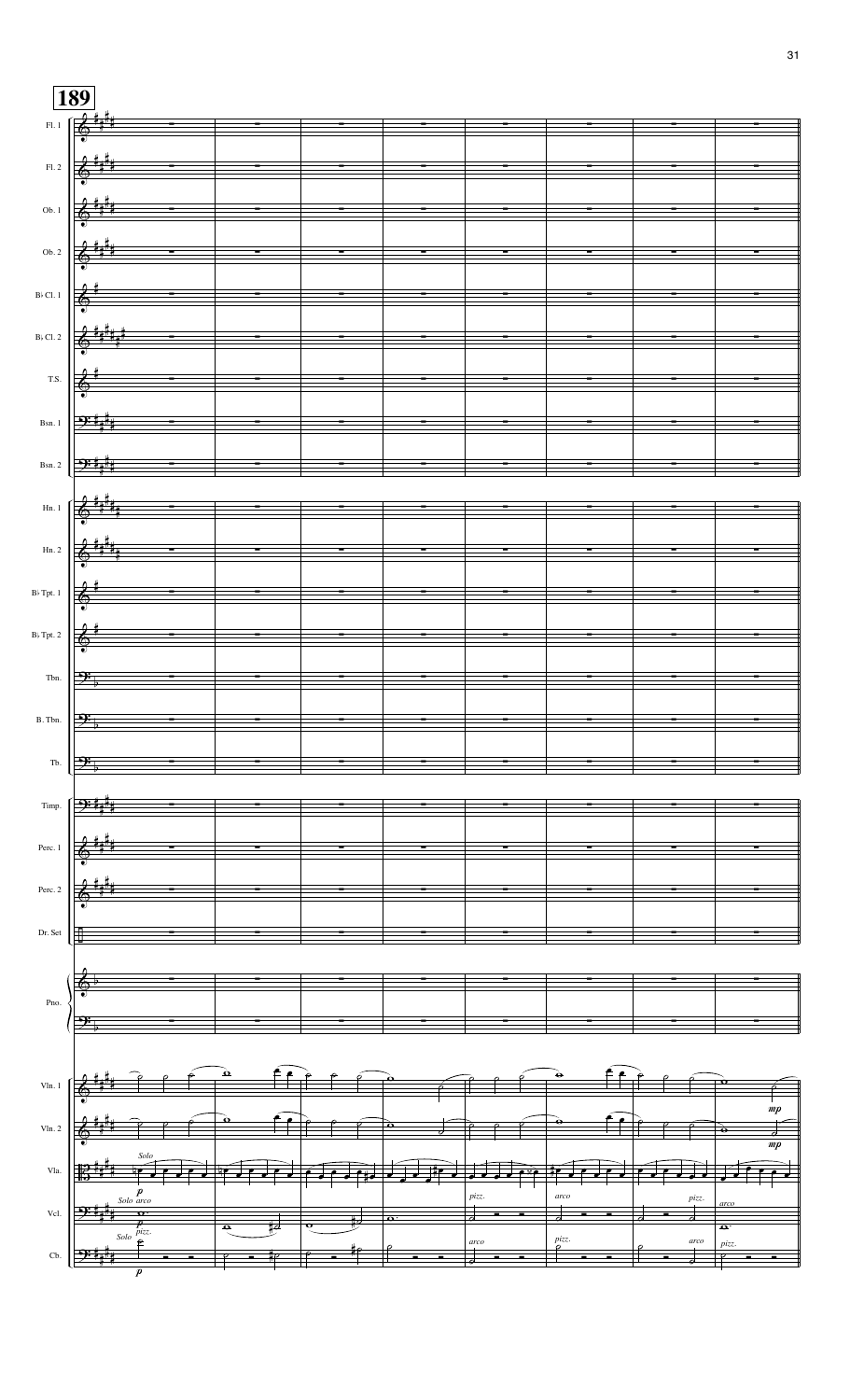**189**

Fl. 1

Fl. 2

Ob. 1

Ob. 2

B♭ Cl. 1

B♭ Cl. 2

T.S.

Bsn. 1

Bsn. 2

Hn. 1

Hn. 2

B♭ Tpt. 1

B♭ Tpt. 2

Tbn.

B. Tbn.

Tb.

Timp.

Perc. 1

Perc. 2

Dr. Set

Pno.

Vln. 1 — *mp*

Vln. 2 — *mp*

Vla. — *Solo*, *p*

Vcl. — *Solo arco*, *p*, *pizz.*, *arco*, *pizz.*, *arco*

Cb. — *Solo pizz.*, *p*, *arco*, *pizz.*, *arco*, *pizz.*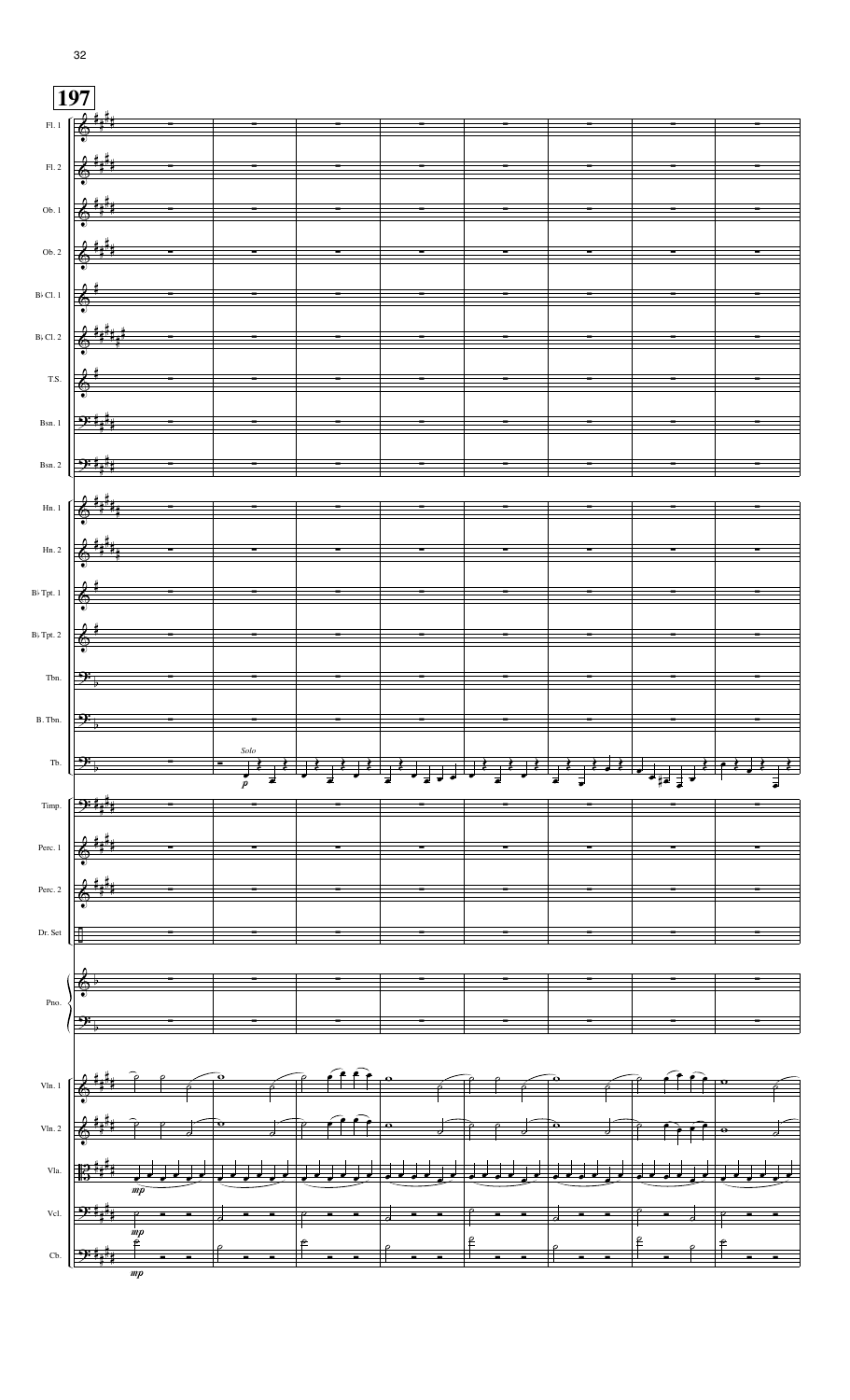**197**

Fl. 1
Fl. 2
Ob. 1
Ob. 2
B♭ Cl. 1
B♭ Cl. 2
T.S.
Bsn. 1
Bsn. 2
Hn. 1
Hn. 2
B♭ Tpt. 1
B♭ Tpt. 2
Tbn.
B. Tbn.
Tb. — *Solo* *p*
Timp.
Perc. 1
Perc. 2
Dr. Set
Pno.
Vln. 1
Vln. 2
Vla. — *mp*
Vcl. — *mp*
Cb. — *mp*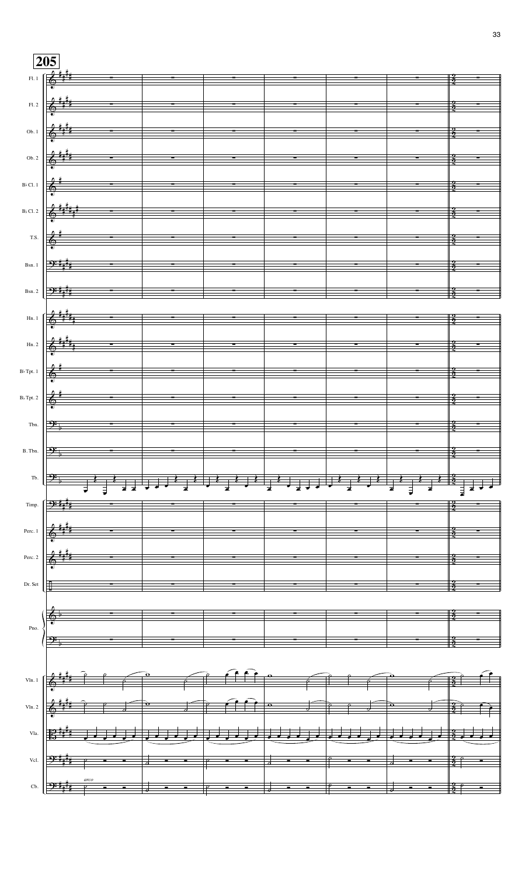205

Fl. 1

Fl. 2

Ob. 1

Ob. 2

B♭ Cl. 1

B♭ Cl. 2

T.S.

Bsn. 1

Bsn. 2

Hn. 1

Hn. 2

B♭ Tpt. 1

B♭ Tpt. 2

Tbn.

B. Tbn.

Tb.

Timp.

Perc. 1

Perc. 2

Dr. Set

Pno.

Vln. 1

Vln. 2

Vla.

Vcl.

Cb.

*arco*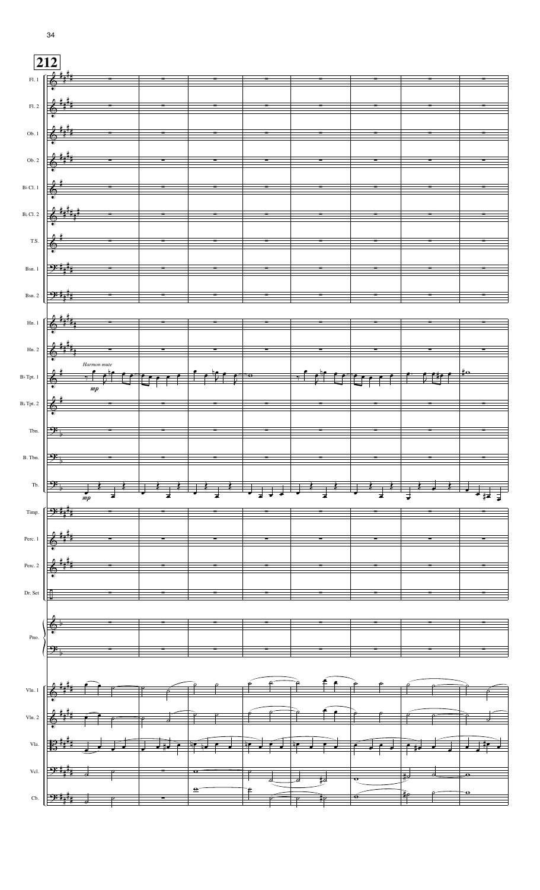**212**

Fl. 1

Fl. 2

Ob. 1

Ob. 2

B♭ Cl. 1

B♭ Cl. 2

T.S.

Bsn. 1

Bsn. 2

Hn. 1

Hn. 2

B♭ Tpt. 1 — *Harmon mute* — *mp*

B♭ Tpt. 2

Tbn.

B. Tbn.

Tb. — *mp*

Timp.

Perc. 1

Perc. 2

Dr. Set

Pno.

Vln. 1

Vln. 2

Vla.

Vcl.

Cb.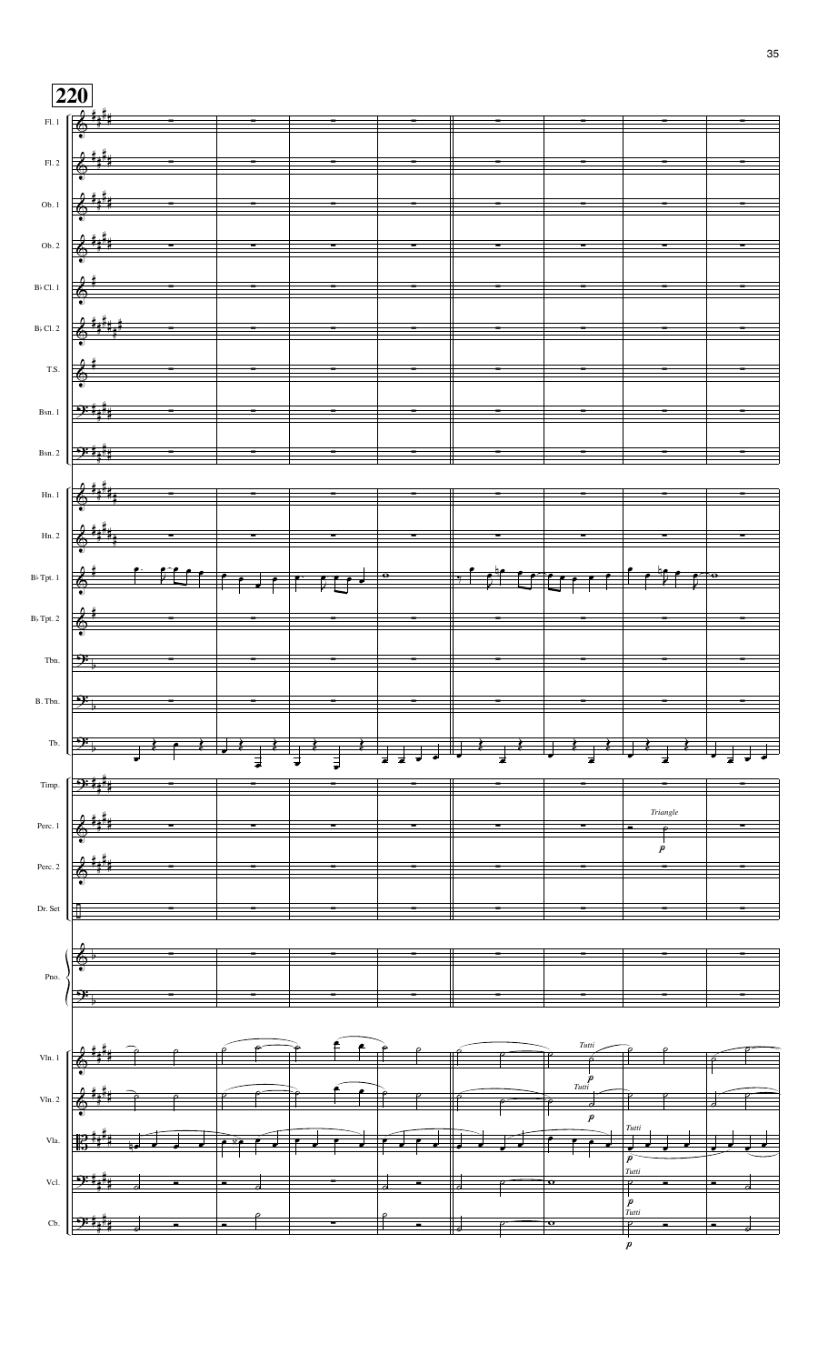220

Fl. 1

Fl. 2

Ob. 1

Ob. 2

B♭ Cl. 1

B♭ Cl. 2

T.S.

Bsn. 1

Bsn. 2

Hn. 1

Hn. 2

B♭ Tpt. 1

B♭ Tpt. 2

Tbn.

B. Tbn.

Tb.

Timp.

Perc. 1 — *Triangle* *p*

Perc. 2

Dr. Set

Pno.

Vln. 1 — *Tutti* *p*

Vln. 2 — *Tutti* *p*

Vla. — *Tutti* *p*

Vcl. — *Tutti* *p*

Cb. — *Tutti* *p*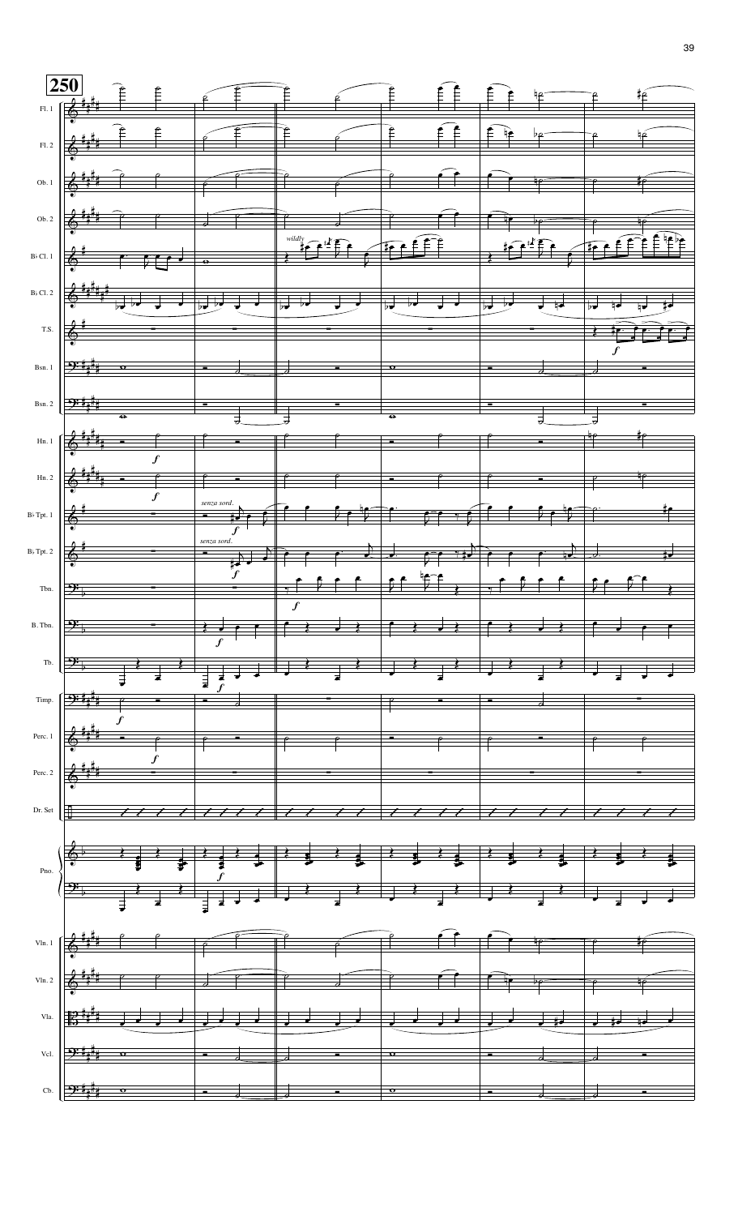**250**

Fl. 1

Fl. 2

Ob. 1

Ob. 2

B♭ Cl. 1 — *wildly*

B♭ Cl. 2

T.S. — *f*

Bsn. 1

Bsn. 2

Hn. 1 — *f*

Hn. 2 — *f*

B♭ Tpt. 1 — *senza sord.* *f*

B♭ Tpt. 2 — *senza sord.* *f*

Tbn. — *f*

B. Tbn. — *f*

Tb. — *f*

Timp. — *f*

Perc. 1 — *f*

Perc. 2

Dr. Set

Pno. — *f*

Vln. 1

Vln. 2

Vla.

Vcl.

Cb.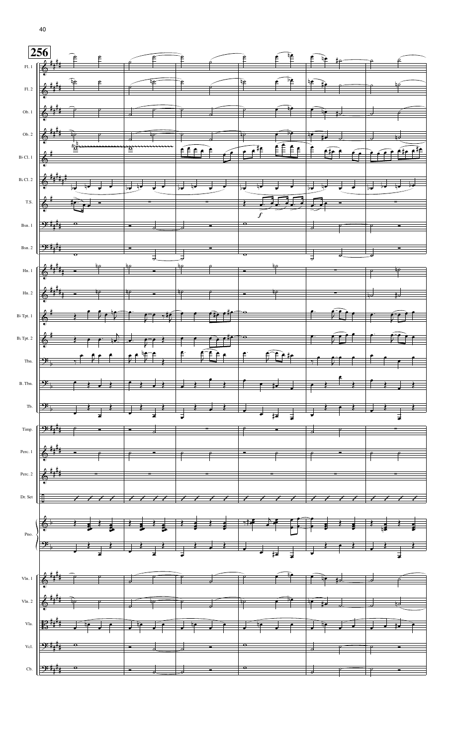**256**

Fl. 1
Fl. 2
Ob. 1
Ob. 2
B♭ Cl. 1
B♭ Cl. 2
T.S.
Bsn. 1
Bsn. 2
Hn. 1
Hn. 2
B♭ Tpt. 1
B♭ Tpt. 2
Tbn.
B. Tbn.
Tb.
Timp.
Perc. 1
Perc. 2
Dr. Set
Pno.
Vln. 1
Vln. 2
Vla.
Vcl.
Cb.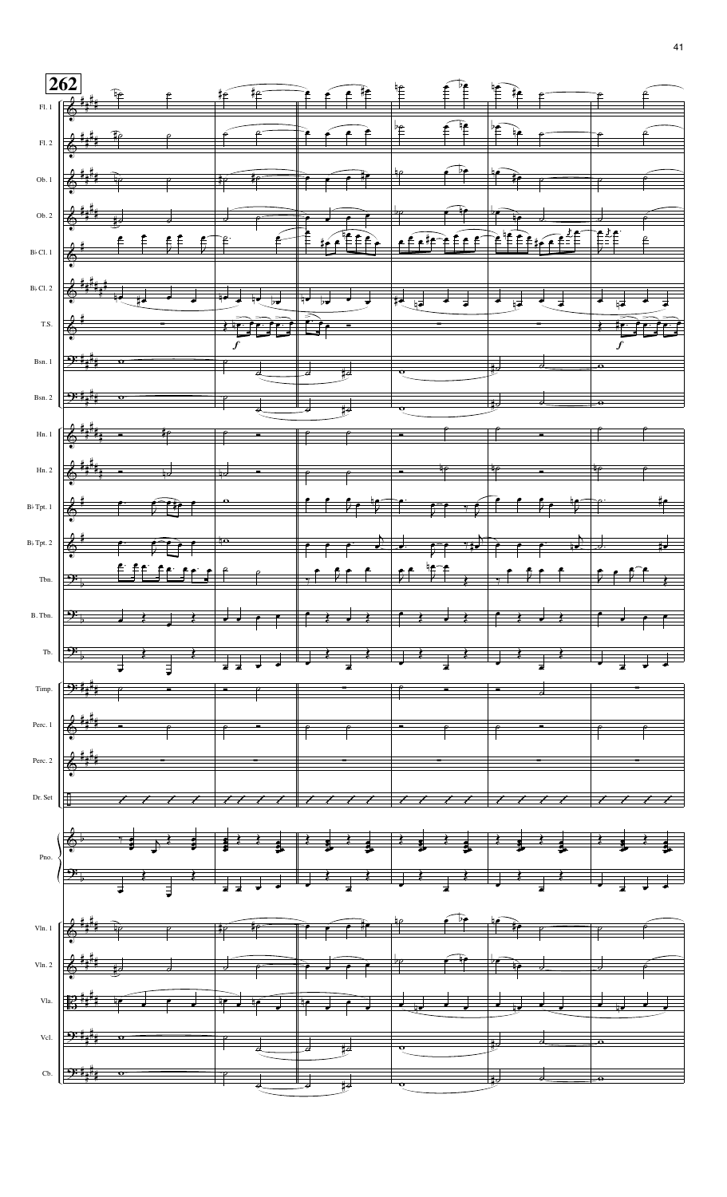**262**

Fl. 1
Fl. 2
Ob. 1
Ob. 2
B♭ Cl. 1
B♭ Cl. 2
T.S.
Bsn. 1
Bsn. 2
Hn. 1
Hn. 2
B♭ Tpt. 1
B♭ Tpt. 2
Tbn.
B. Tbn.
Tb.
Timp.
Perc. 1
Perc. 2
Dr. Set
Pno.
Vln. 1
Vln. 2
Vla.
Vcl.
Cb.

*f*

*f*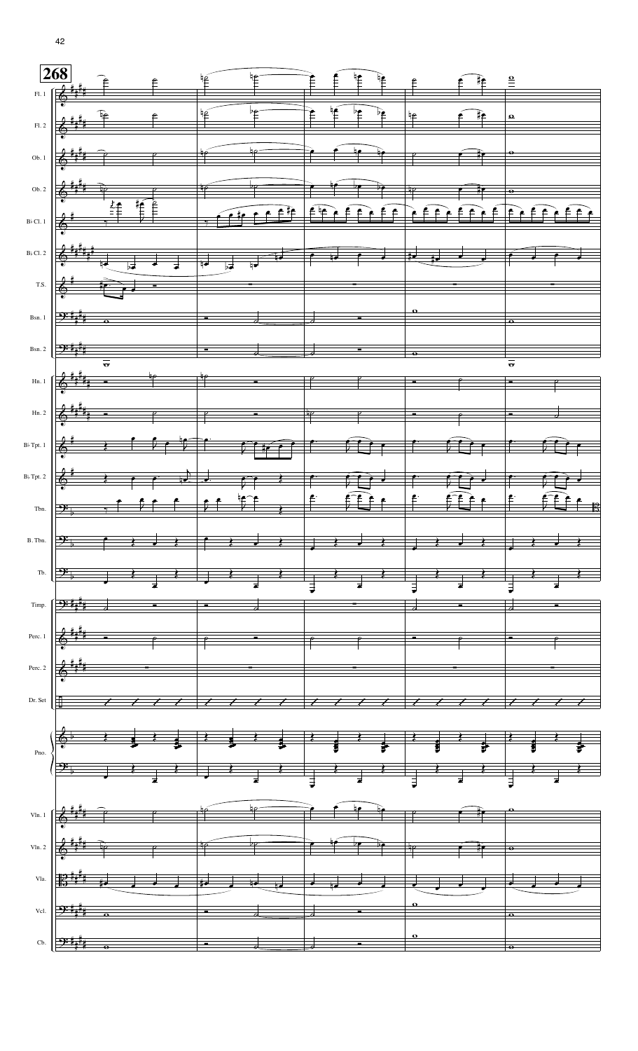**268**

Fl. 1

Fl. 2

Ob. 1

Ob. 2

B♭ Cl. 1

B♭ Cl. 2

T.S.

Bsn. 1

Bsn. 2

Hn. 1

Hn. 2

B♭ Tpt. 1

B♭ Tpt. 2

Tbn.

B. Tbn.

Tb.

Timp.

Perc. 1

Perc. 2

Dr. Set

Pno.

Vln. 1

Vln. 2

Vla.

Vcl.

Cb.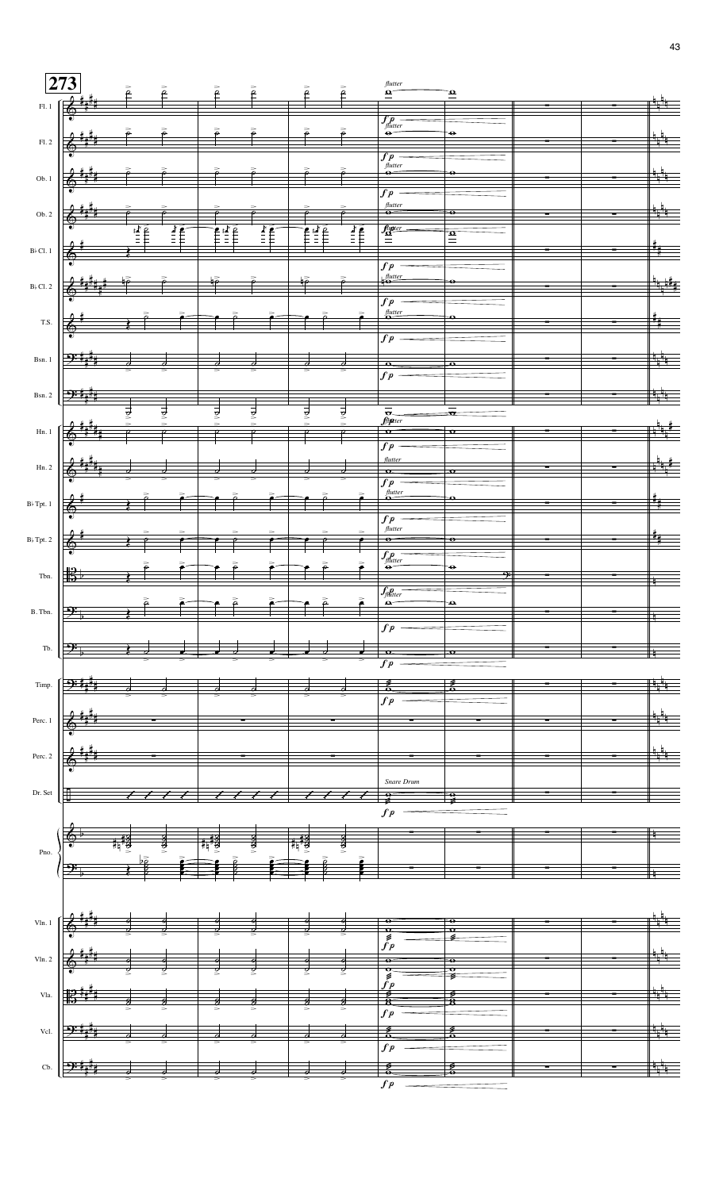**273**

Fl. 1 — *flutter* — *fp*

Fl. 2 — *flutter* — *fp*

Ob. 1 — *flutter* — *fp*

Ob. 2 — *flutter* — *fp*

B♭ Cl. 1 — *flutter* — *fp*

B♭ Cl. 2 — *flutter* — *fp*

T.S. — *flutter* — *fp*

Bsn. 1 — *fp*

Bsn. 2 — *fp*

Hn. 1 — *flutter* — *fp*

Hn. 2 — *flutter* — *fp*

B♭ Tpt. 1 — *flutter* — *fp*

B♭ Tpt. 2 — *flutter* — *fp*

Tbn. — *flutter* — *fp*

B. Tbn. — *flutter* — *fp*

Tb. — *fp*

Timp. — *fp*

Perc. 1

Perc. 2

Dr. Set — Snare Drum — *fp*

Pno.

Vln. 1 — *fp*

Vln. 2 — *fp*

Vla. — *fp*

Vcl. — *fp*

Cb. — *fp*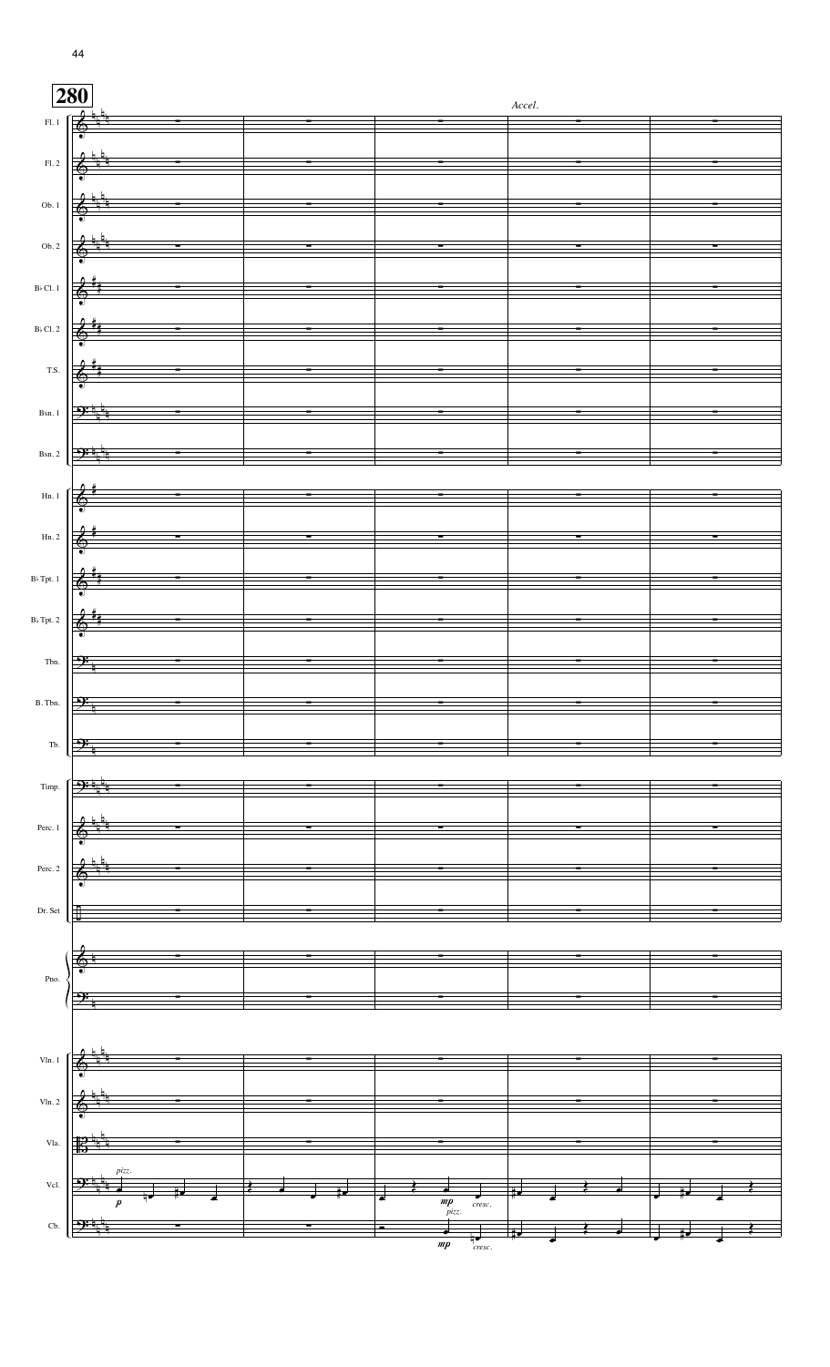**280**

*Accel.*

Fl. 1, Fl. 2, Ob. 1, Ob. 2, B♭ Cl. 1, B♭ Cl. 2, T.S., Bsn. 1, Bsn. 2, Hn. 1, Hn. 2, B♭ Tpt. 1, B♭ Tpt. 2, Tbn., B. Tbn., Tb., Timp., Perc. 1, Perc. 2, Dr. Set, Pno., Vln. 1, Vln. 2, Vla., Vcl., Cb.

Vcl.: *pizz.* *p* — *mp* *cresc.*

Cb.: *pizz.* *mp* *cresc.*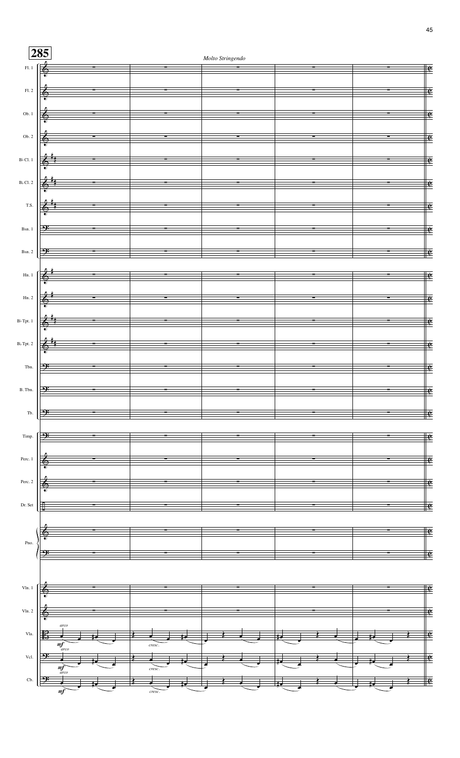**285**

*Molto Stringendo*

Fl. 1
Fl. 2
Ob. 1
Ob. 2
B♭ Cl. 1
B♭ Cl. 2
T.S.
Bsn. 1
Bsn. 2
Hn. 1
Hn. 2
B♭ Tpt. 1
B♭ Tpt. 2
Tbn.
B. Tbn.
Tb.
Timp.
Perc. 1
Perc. 2
Dr. Set
Pno.
Vln. 1
Vln. 2
Vla. — *arco* *mf* *cresc.*
Vcl. — *arco* *mf* *cresc.*
Cb. — *arco* *mf* *cresc.*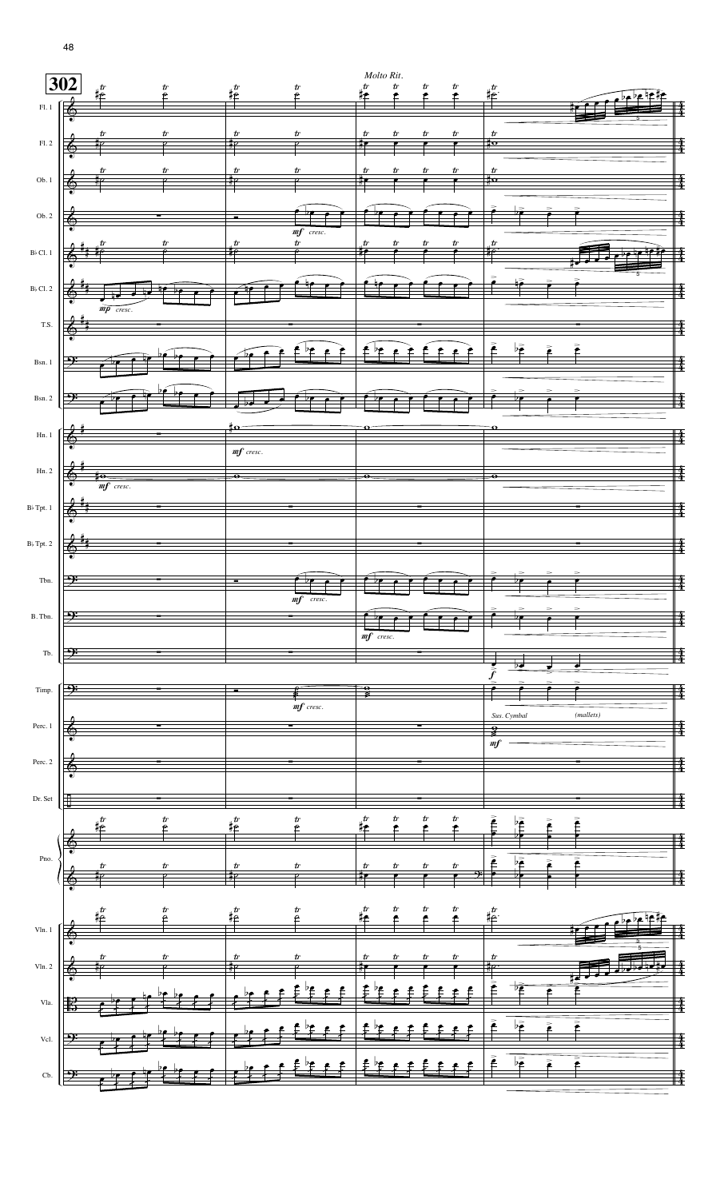302

*Molto Rit.*

Fl. 1

Fl. 2

Ob. 1

Ob. 2

B♭ Cl. 1

B♭ Cl. 2

T.S.

Bsn. 1

Bsn. 2

Hn. 1

Hn. 2

B♭ Tpt. 1

B♭ Tpt. 2

Tbn.

B. Tbn.

Tb.

Timp.

Perc. 1

Perc. 2

Dr. Set

Pno.

Vln. 1

Vln. 2

Vla.

Vcl.

Cb.

*mf cresc.*

*mp cresc.*

*f*

*Sus. Cymbal*

*(mallets)*

*mf*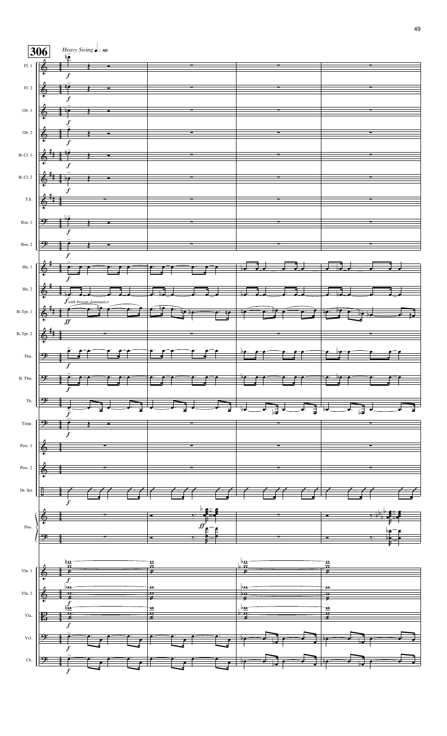**306** *Heavy Swing* ♩ = 80

Fl. 1, Fl. 2, Ob. 1, Ob. 2, B♭ Cl. 1, B♭ Cl. 2, T.S., Bsn. 1, Bsn. 2, Hn. 1, Hn. 2, B♭ Tpt. 1, B♭ Tpt. 2, Tbn., B. Tbn., Tb., Timp., Perc. 1, Perc. 2, Dr. Set, Pno., Vln. 1, Vln. 2, Vla., Vcl., Cb.

*with brazen dominance*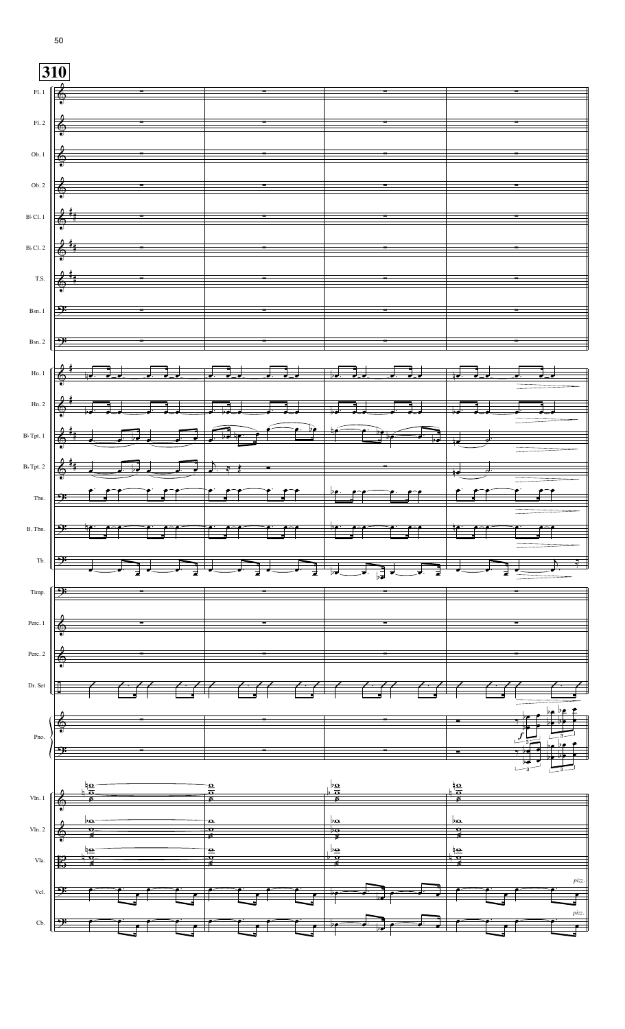**310**

Fl. 1

Fl. 2

Ob. 1

Ob. 2

B♭ Cl. 1

B♭ Cl. 2

T.S.

Bsn. 1

Bsn. 2

Hn. 1

Hn. 2

B♭ Tpt. 1

B♭ Tpt. 2

Tbn.

B. Tbn.

Tb.

Timp.

Perc. 1

Perc. 2

Dr. Set

Pno.

*f*

Vln. 1

Vln. 2

Vla.

Vcl.

*pizz.*

Cb.

*pizz.*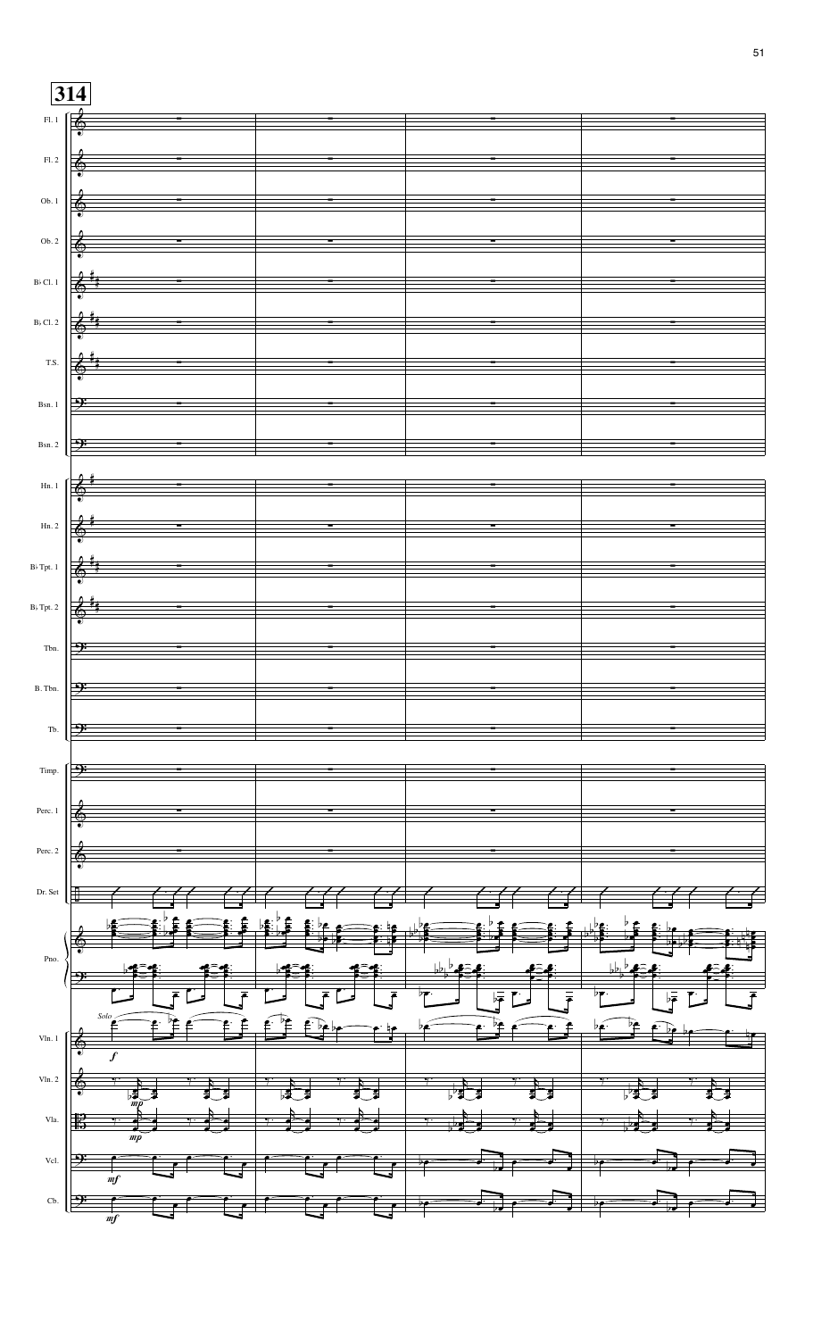**314**

Fl. 1
Fl. 2
Ob. 1
Ob. 2
B♭ Cl. 1
B♭ Cl. 2
T.S.
Bsn. 1
Bsn. 2
Hn. 1
Hn. 2
B♭ Tpt. 1
B♭ Tpt. 2
Tbn.
B. Tbn.
Tb.
Timp.
Perc. 1
Perc. 2
Dr. Set
Pno.
Vln. 1 — *Solo* — *f*
Vln. 2 — *mp*
Vla. — *mp*
Vcl. — *mf*
Cb. — *mf*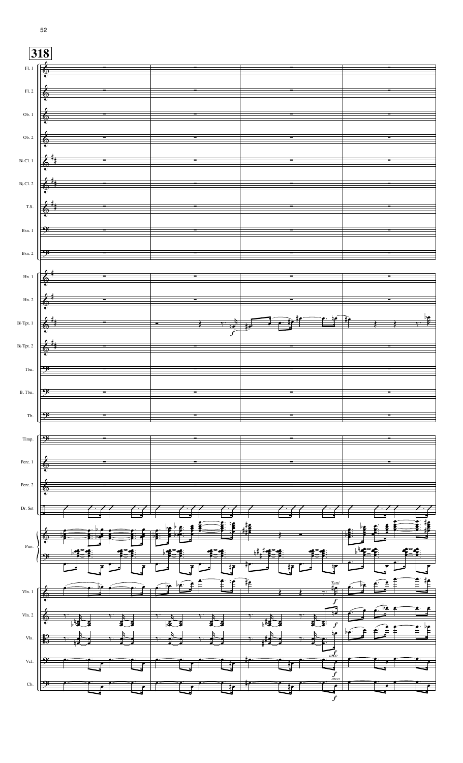**318**

Fl. 1
Fl. 2
Ob. 1
Ob. 2
B♭ Cl. 1
B♭ Cl. 2
T.S.
Bsn. 1
Bsn. 2
Hn. 1
Hn. 2
B♭ Tpt. 1
B♭ Tpt. 2
Tbn.
B. Tbn.
Tb.
Timp.
Perc. 1
Perc. 2
Dr. Set
Pno.
Vln. 1
Vln. 2
Vla.
Vcl.
Cb.

*f*

*Tutti*

*f*

*f*

*arco*

*f*

*arco*

*f*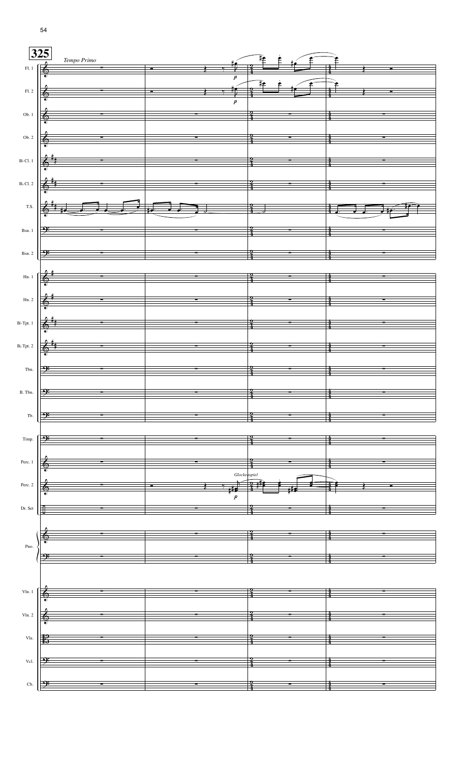**325**

*Tempo Primo*

Fl. 1, Fl. 2, Ob. 1, Ob. 2, B♭ Cl. 1, B♭ Cl. 2, T.S., Bsn. 1, Bsn. 2, Hn. 1, Hn. 2, B♭ Tpt. 1, B♭ Tpt. 2, Tbn., B. Tbn., Tb., Timp., Perc. 1, Perc. 2 (*Glockenspiel*), Dr. Set, Pno., Vln. 1, Vln. 2, Vla., Vcl., Cb.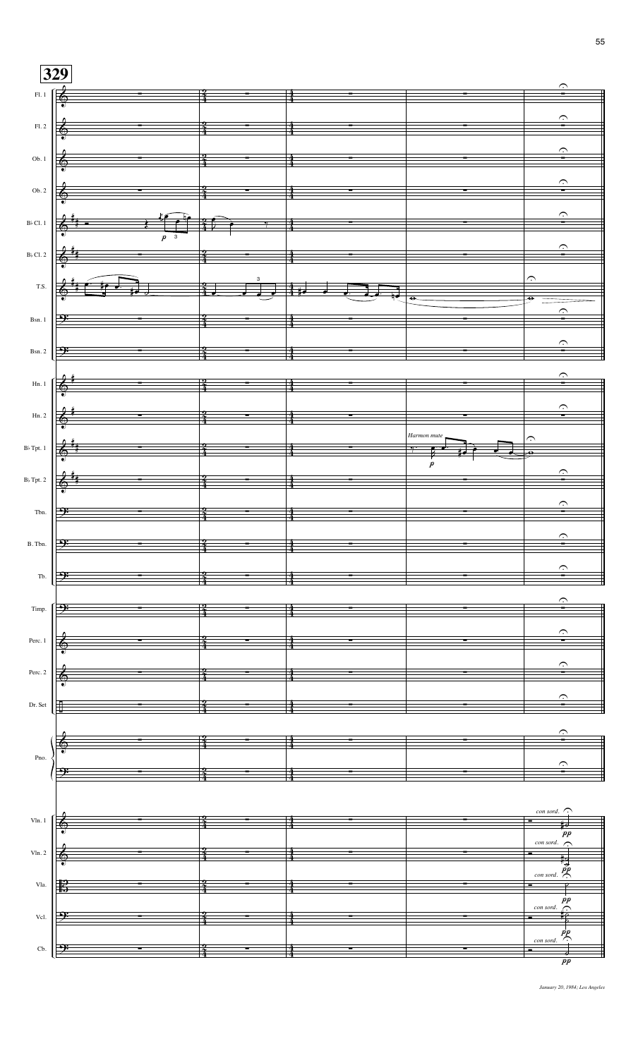January 20, 1984; Los Angeles